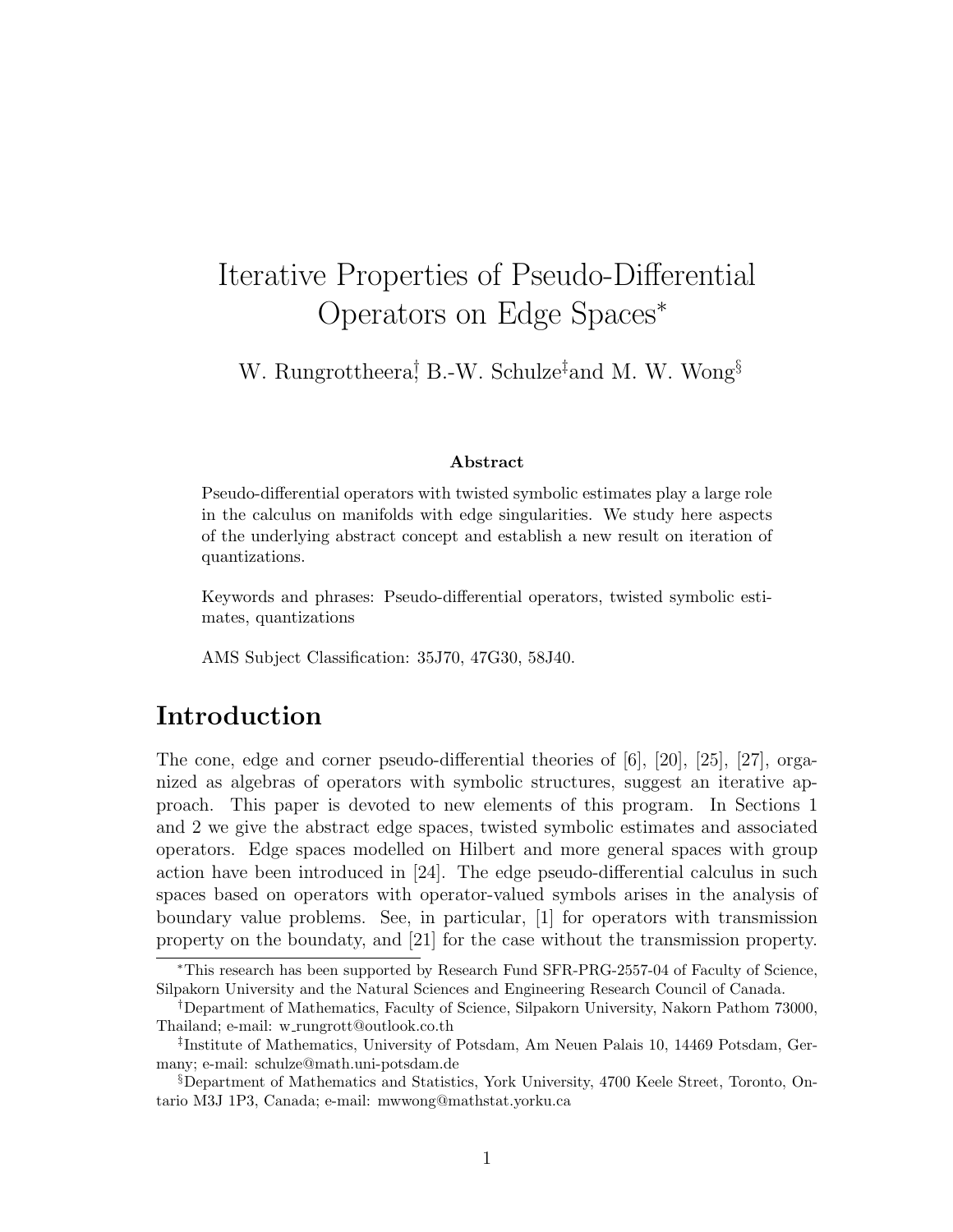# Iterative Properties of Pseudo-Differential Operators on Edge Spaces*

W. Rungrottheera[†], B.-W. Schulze[‡] and M. W. Wong[§]

**Abstract**

Pseudo-differential operators with twisted symbolic estimates play a large role in the calculus on manifolds with edge singularities. We study here aspects of the underlying abstract concept and establish a new result on iteration of quantizations.

Keywords and phrases: Pseudo-differential operators, twisted symbolic estimates, quantizations

AMS Subject Classification: 35J70, 47G30, 58J40.

## Introduction

The cone, edge and corner pseudo-differential theories of [6], [20], [25], [27], organized as algebras of operators with symbolic structures, suggest an iterative approach. This paper is devoted to new elements of this program. In Sections 1 and 2 we give the abstract edge spaces, twisted symbolic estimates and associated operators. Edge spaces modelled on Hilbert and more general spaces with group action have been introduced in [24]. The edge pseudo-differential calculus in such spaces based on operators with operator-valued symbols arises in the analysis of boundary value problems. See, in particular, [1] for operators with transmission property on the boundaty, and [21] for the case without the transmission property.

---

*This research has been supported by Research Fund SFR-PRG-2557-04 of Faculty of Science, Silpakorn University and the Natural Sciences and Engineering Research Council of Canada.

†Department of Mathematics, Faculty of Science, Silpakorn University, Nakorn Pathom 73000, Thailand; e-mail: w_rungrott@outlook.co.th

‡Institute of Mathematics, University of Potsdam, Am Neuen Palais 10, 14469 Potsdam, Germany; e-mail: schulze@math.uni-potsdam.de

§Department of Mathematics and Statistics, York University, 4700 Keele Street, Toronto, Ontario M3J 1P3, Canada; e-mail: mwwong@mathstat.yorku.ca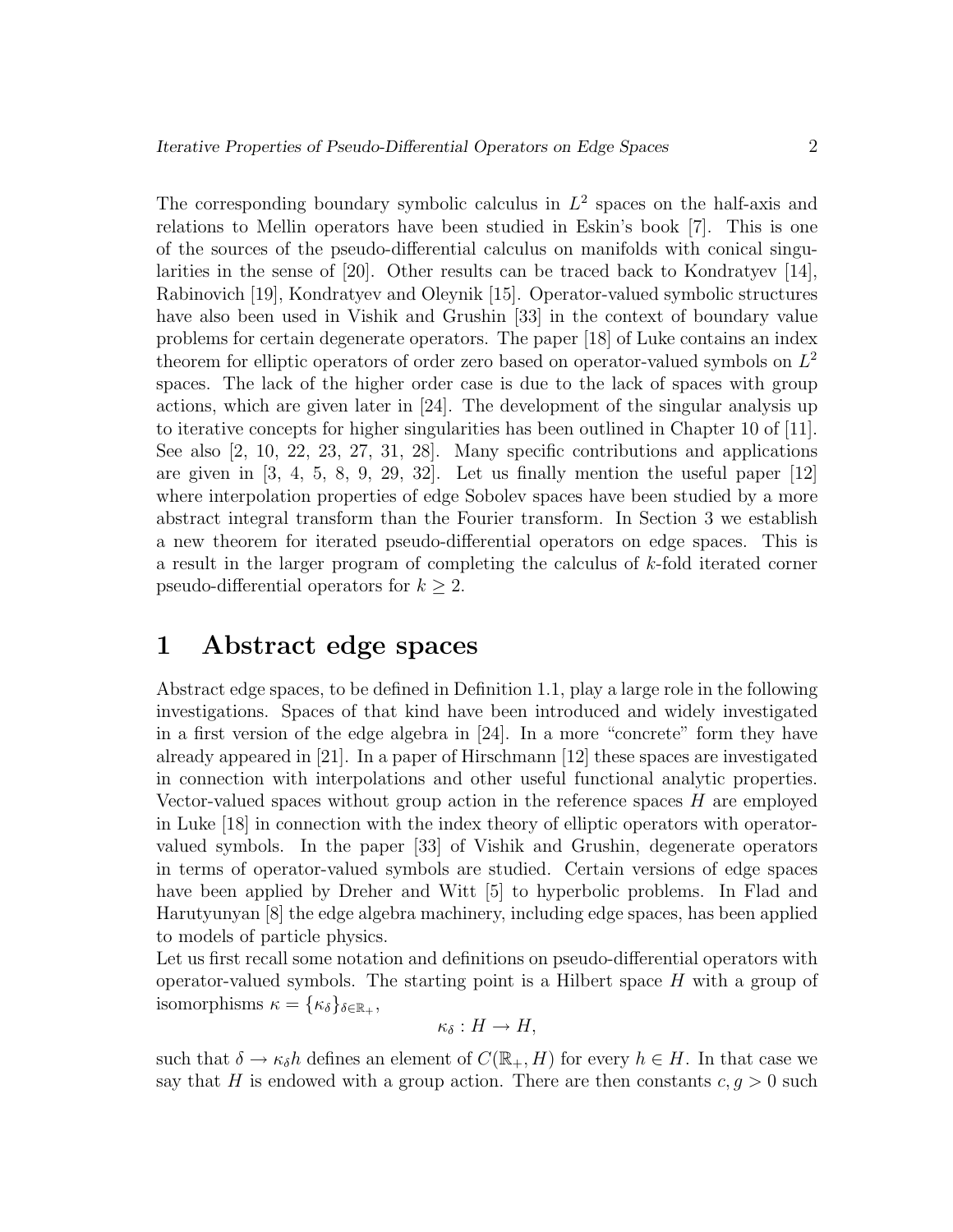The corresponding boundary symbolic calculus in $L^2$ spaces on the half-axis and relations to Mellin operators have been studied in Eskin's book [7]. This is one of the sources of the pseudo-differential calculus on manifolds with conical singularities in the sense of [20]. Other results can be traced back to Kondratyev [14], Rabinovich [19], Kondratyev and Oleynik [15]. Operator-valued symbolic structures have also been used in Vishik and Grushin [33] in the context of boundary value problems for certain degenerate operators. The paper [18] of Luke contains an index theorem for elliptic operators of order zero based on operator-valued symbols on $L^2$ spaces. The lack of the higher order case is due to the lack of spaces with group actions, which are given later in [24]. The development of the singular analysis up to iterative concepts for higher singularities has been outlined in Chapter 10 of [11]. See also [2, 10, 22, 23, 27, 31, 28]. Many specific contributions and applications are given in [3, 4, 5, 8, 9, 29, 32]. Let us finally mention the useful paper [12] where interpolation properties of edge Sobolev spaces have been studied by a more abstract integral transform than the Fourier transform. In Section 3 we establish a new theorem for iterated pseudo-differential operators on edge spaces. This is a result in the larger program of completing the calculus of $k$-fold iterated corner pseudo-differential operators for $k \geq 2$.

# 1 Abstract edge spaces

Abstract edge spaces, to be defined in Definition 1.1, play a large role in the following investigations. Spaces of that kind have been introduced and widely investigated in a first version of the edge algebra in [24]. In a more "concrete" form they have already appeared in [21]. In a paper of Hirschmann [12] these spaces are investigated in connection with interpolations and other useful functional analytic properties. Vector-valued spaces without group action in the reference spaces $H$ are employed in Luke [18] in connection with the index theory of elliptic operators with operator-valued symbols. In the paper [33] of Vishik and Grushin, degenerate operators in terms of operator-valued symbols are studied. Certain versions of edge spaces have been applied by Dreher and Witt [5] to hyperbolic problems. In Flad and Harutyunyan [8] the edge algebra machinery, including edge spaces, has been applied to models of particle physics.

Let us first recall some notation and definitions on pseudo-differential operators with operator-valued symbols. The starting point is a Hilbert space $H$ with a group of isomorphisms $\kappa = \{\kappa_\delta\}_{\delta \in \mathbb{R}_+}$,

$$\kappa_\delta : H \to H,$$

such that $\delta \to \kappa_\delta h$ defines an element of $C(\mathbb{R}_+, H)$ for every $h \in H$. In that case we say that $H$ is endowed with a group action. There are then constants $c, g > 0$ such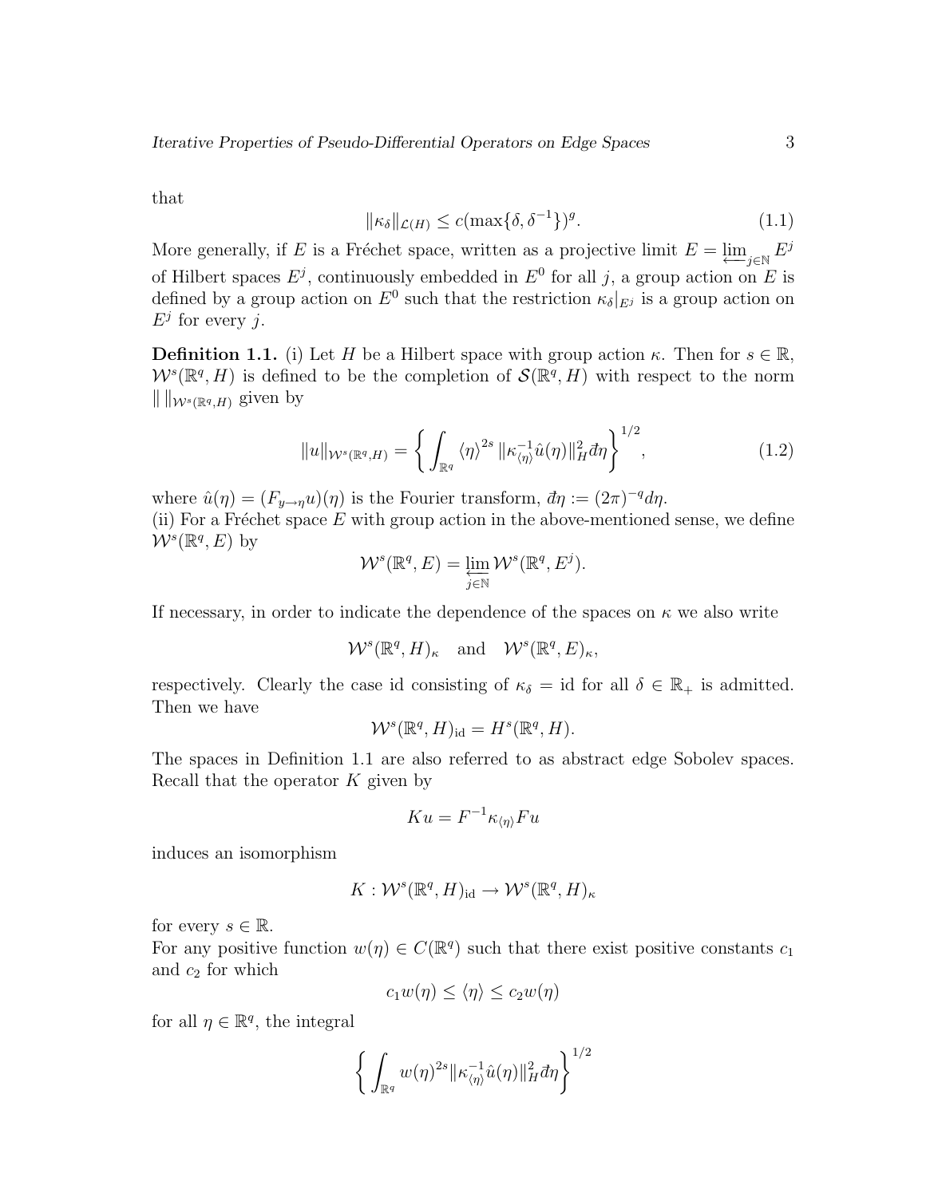that

$$\|\kappa_\delta\|_{\mathcal{L}(H)} \le c(\max\{\delta, \delta^{-1}\})^g. \tag{1.1}$$

More generally, if $E$ is a Fréchet space, written as a projective limit $E = \varprojlim_{j\in\mathbb{N}} E^j$ of Hilbert spaces $E^j$, continuously embedded in $E^0$ for all $j$, a group action on $E$ is defined by a group action on $E^0$ such that the restriction $\kappa_\delta|_{E^j}$ is a group action on $E^j$ for every $j$.

**Definition 1.1.** (i) Let $H$ be a Hilbert space with group action $\kappa$. Then for $s \in \mathbb{R}$, $\mathcal{W}^s(\mathbb{R}^q, H)$ is defined to be the completion of $\mathcal{S}(\mathbb{R}^q, H)$ with respect to the norm $\| \, \|_{\mathcal{W}^s(\mathbb{R}^q,H)}$ given by

$$\|u\|_{\mathcal{W}^s(\mathbb{R}^q,H)} = \left\{ \int_{\mathbb{R}^q} \langle\eta\rangle^{2s} \|\kappa^{-1}_{\langle\eta\rangle}\hat{u}(\eta)\|^2_H đ\eta \right\}^{1/2}, \tag{1.2}$$

where $\hat{u}(\eta) = (F_{y\to\eta}u)(\eta)$ is the Fourier transform, $đ\eta := (2\pi)^{-q}d\eta$.
(ii) For a Fréchet space $E$ with group action in the above-mentioned sense, we define $\mathcal{W}^s(\mathbb{R}^q, E)$ by

$$\mathcal{W}^s(\mathbb{R}^q, E) = \varprojlim_{j\in\mathbb{N}} \mathcal{W}^s(\mathbb{R}^q, E^j).$$

If necessary, in order to indicate the dependence of the spaces on $\kappa$ we also write

$$\mathcal{W}^s(\mathbb{R}^q, H)_\kappa \quad \text{and} \quad \mathcal{W}^s(\mathbb{R}^q, E)_\kappa,$$

respectively. Clearly the case id consisting of $\kappa_\delta = \text{id}$ for all $\delta \in \mathbb{R}_+$ is admitted. Then we have

$$\mathcal{W}^s(\mathbb{R}^q, H)_{\text{id}} = H^s(\mathbb{R}^q, H).$$

The spaces in Definition 1.1 are also referred to as abstract edge Sobolev spaces. Recall that the operator $K$ given by

$$Ku = F^{-1}\kappa_{\langle\eta\rangle}Fu$$

induces an isomorphism

$$K : \mathcal{W}^s(\mathbb{R}^q, H)_{\text{id}} \to \mathcal{W}^s(\mathbb{R}^q, H)_\kappa$$

for every $s \in \mathbb{R}$.
For any positive function $w(\eta) \in C(\mathbb{R}^q)$ such that there exist positive constants $c_1$ and $c_2$ for which

$$c_1 w(\eta) \le \langle\eta\rangle \le c_2 w(\eta)$$

for all $\eta \in \mathbb{R}^q$, the integral

$$\left\{ \int_{\mathbb{R}^q} w(\eta)^{2s} \|\kappa^{-1}_{\langle\eta\rangle}\hat{u}(\eta)\|^2_H đ\eta \right\}^{1/2}$$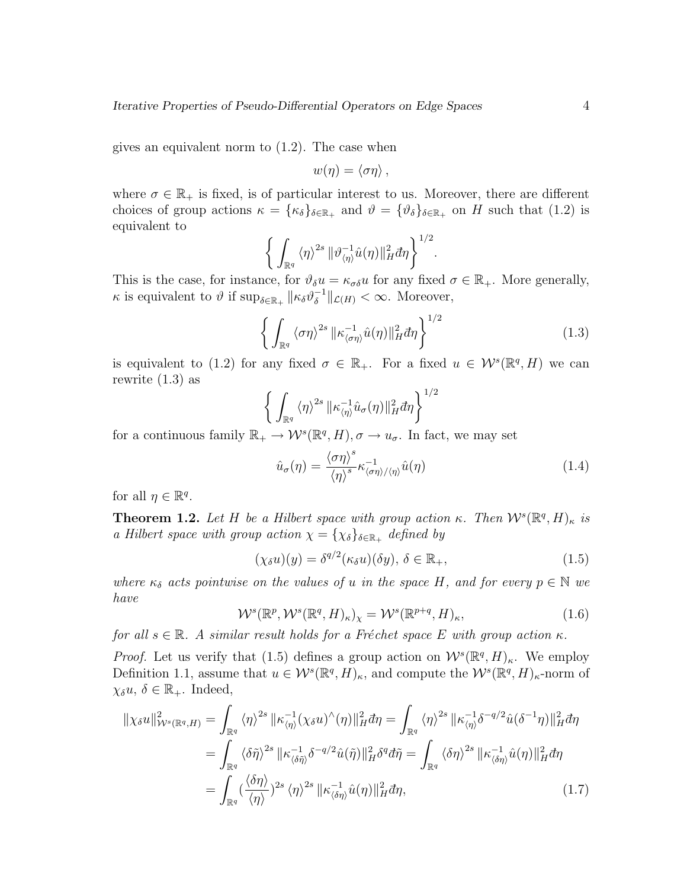gives an equivalent norm to (1.2). The case when

$$w(\eta) = \langle \sigma\eta \rangle ,$$

where $\sigma \in \mathbb{R}_+$ is fixed, is of particular interest to us. Moreover, there are different choices of group actions $\kappa = \{\kappa_\delta\}_{\delta\in\mathbb{R}_+}$ and $\vartheta = \{\vartheta_\delta\}_{\delta\in\mathbb{R}_+}$ on $H$ such that (1.2) is equivalent to

$$\left\{ \int_{\mathbb{R}^q} \langle \eta \rangle^{2s} \|\vartheta^{-1}_{\langle \eta \rangle} \hat{u}(\eta)\|^2_H d\!\!\!^{-}\eta \right\}^{1/2}.$$

This is the case, for instance, for $\vartheta_\delta u = \kappa_{\sigma\delta} u$ for any fixed $\sigma \in \mathbb{R}_+$. More generally, $\kappa$ is equivalent to $\vartheta$ if $\sup_{\delta\in\mathbb{R}_+} \|\kappa_\delta \vartheta_\delta^{-1}\|_{\mathcal{L}(H)} < \infty$. Moreover,

$$\left\{ \int_{\mathbb{R}^q} \langle \sigma\eta \rangle^{2s} \|\kappa^{-1}_{\langle \sigma\eta \rangle} \hat{u}(\eta)\|^2_H d\!\!\!^{-}\eta \right\}^{1/2} \tag{1.3}$$

is equivalent to (1.2) for any fixed $\sigma \in \mathbb{R}_+$. For a fixed $u \in \mathcal{W}^s(\mathbb{R}^q, H)$ we can rewrite (1.3) as

$$\left\{ \int_{\mathbb{R}^q} \langle \eta \rangle^{2s} \|\kappa^{-1}_{\langle \eta \rangle} \hat{u}_\sigma(\eta)\|^2_H d\!\!\!^{-}\eta \right\}^{1/2}$$

for a continuous family $\mathbb{R}_+ \to \mathcal{W}^s(\mathbb{R}^q, H), \sigma \to u_\sigma$. In fact, we may set

$$\hat{u}_\sigma(\eta) = \frac{\langle \sigma\eta \rangle^s}{\langle \eta \rangle^s} \kappa^{-1}_{\langle \sigma\eta \rangle / \langle \eta \rangle} \hat{u}(\eta) \tag{1.4}$$

for all $\eta \in \mathbb{R}^q$.

**Theorem 1.2.** *Let $H$ be a Hilbert space with group action $\kappa$. Then $\mathcal{W}^s(\mathbb{R}^q, H)_\kappa$ is a Hilbert space with group action $\chi = \{\chi_\delta\}_{\delta\in\mathbb{R}_+}$ defined by*

$$(\chi_\delta u)(y) = \delta^{q/2} (\kappa_\delta u)(\delta y),\ \delta \in \mathbb{R}_+, \tag{1.5}$$

*where $\kappa_\delta$ acts pointwise on the values of $u$ in the space $H$, and for every $p \in \mathbb{N}$ we have*

$$\mathcal{W}^s(\mathbb{R}^p, \mathcal{W}^s(\mathbb{R}^q, H)_\kappa)_\chi = \mathcal{W}^s(\mathbb{R}^{p+q}, H)_\kappa, \tag{1.6}$$

*for all $s \in \mathbb{R}$. A similar result holds for a Fréchet space $E$ with group action $\kappa$.*

*Proof.* Let us verify that (1.5) defines a group action on $\mathcal{W}^s(\mathbb{R}^q, H)_\kappa$. We employ Definition 1.1, assume that $u \in \mathcal{W}^s(\mathbb{R}^q, H)_\kappa$, and compute the $\mathcal{W}^s(\mathbb{R}^q, H)_\kappa$-norm of $\chi_\delta u$, $\delta \in \mathbb{R}_+$. Indeed,

$$\begin{aligned}
\|\chi_\delta u\|^2_{\mathcal{W}^s(\mathbb{R}^q,H)} &= \int_{\mathbb{R}^q} \langle \eta \rangle^{2s} \|\kappa^{-1}_{\langle \eta \rangle} (\chi_\delta u)^\wedge(\eta)\|^2_H d\!\!\!^{-}\eta = \int_{\mathbb{R}^q} \langle \eta \rangle^{2s} \|\kappa^{-1}_{\langle \eta \rangle} \delta^{-q/2} \hat{u}(\delta^{-1}\eta)\|^2_H d\!\!\!^{-}\eta \\
&= \int_{\mathbb{R}^q} \langle \delta\tilde{\eta} \rangle^{2s} \|\kappa^{-1}_{\langle \delta\tilde{\eta} \rangle} \delta^{-q/2} \hat{u}(\tilde{\eta})\|^2_H \delta^q d\!\!\!^{-}\tilde{\eta} = \int_{\mathbb{R}^q} \langle \delta\eta \rangle^{2s} \|\kappa^{-1}_{\langle \delta\eta \rangle} \hat{u}(\eta)\|^2_H d\!\!\!^{-}\eta \\
&= \int_{\mathbb{R}^q} \left(\frac{\langle \delta\eta \rangle}{\langle \eta \rangle}\right)^{2s} \langle \eta \rangle^{2s} \|\kappa^{-1}_{\langle \delta\eta \rangle} \hat{u}(\eta)\|^2_H d\!\!\!^{-}\eta,
\end{aligned} \tag{1.7}$$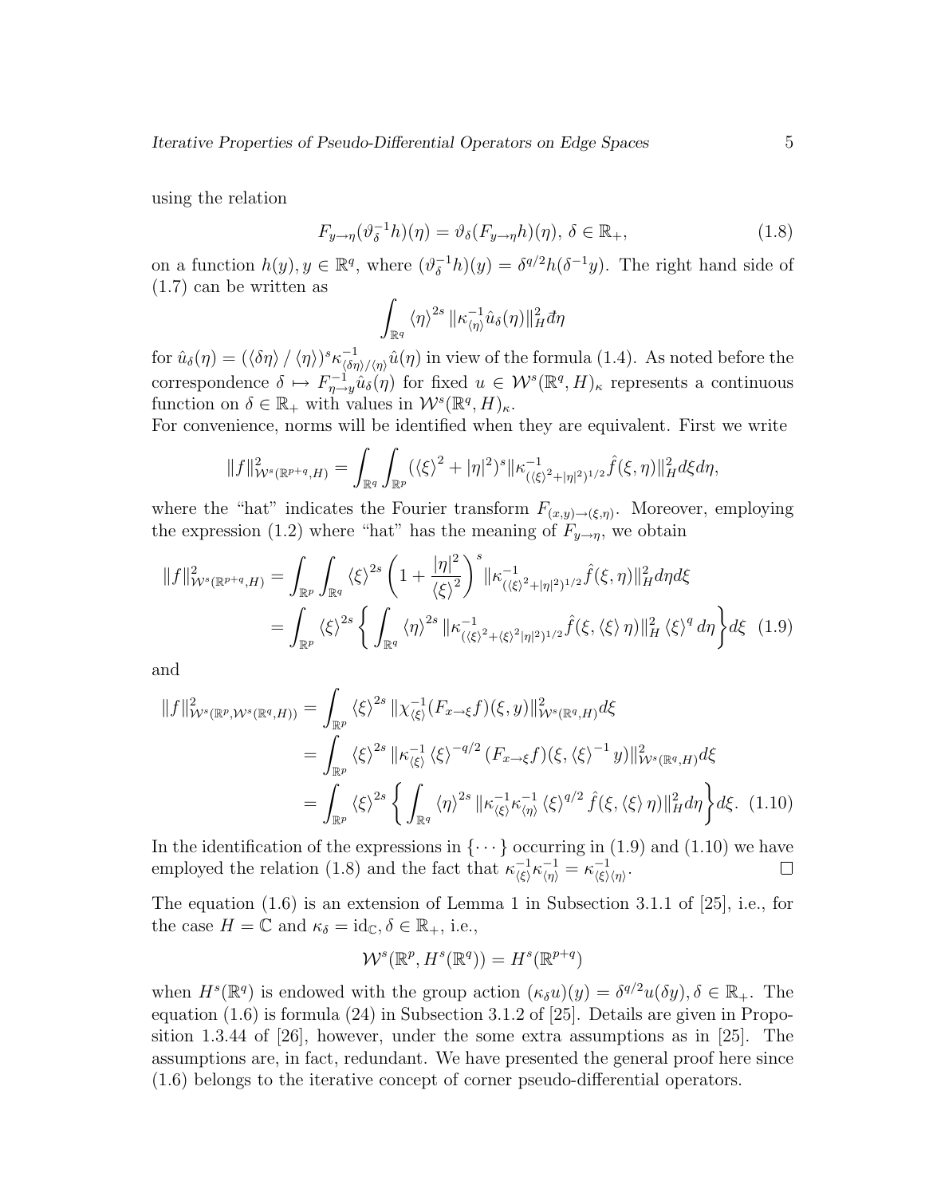using the relation

$$F_{y\to\eta}(\vartheta_\delta^{-1}h)(\eta) = \vartheta_\delta(F_{y\to\eta}h)(\eta),\ \delta \in \mathbb{R}_+, \tag{1.8}$$

on a function $h(y), y \in \mathbb{R}^q$, where $(\vartheta_\delta^{-1}h)(y) = \delta^{q/2}h(\delta^{-1}y)$. The right hand side of (1.7) can be written as

$$\int_{\mathbb{R}^q} \langle\eta\rangle^{2s} \|\kappa_{\langle\eta\rangle}^{-1}\hat{u}_\delta(\eta)\|_H^2 đ\eta$$

for $\hat{u}_\delta(\eta) = (\langle\delta\eta\rangle / \langle\eta\rangle)^s \kappa^{-1}_{\langle\delta\eta\rangle/\langle\eta\rangle}\hat{u}(\eta)$ in view of the formula (1.4). As noted before the correspondence $\delta \mapsto F^{-1}_{\eta\to y}\hat{u}_\delta(\eta)$ for fixed $u \in \mathcal{W}^s(\mathbb{R}^q, H)_\kappa$ represents a continuous function on $\delta \in \mathbb{R}_+$ with values in $\mathcal{W}^s(\mathbb{R}^q, H)_\kappa$.

For convenience, norms will be identified when they are equivalent. First we write

$$\|f\|^2_{\mathcal{W}^s(\mathbb{R}^{p+q},H)} = \int_{\mathbb{R}^q}\int_{\mathbb{R}^p} (\langle\xi\rangle^2 + |\eta|^2)^s \|\kappa^{-1}_{(\langle\xi\rangle^2+|\eta|^2)^{1/2}}\hat{f}(\xi,\eta)\|^2_H d\xi d\eta,$$

where the "hat" indicates the Fourier transform $F_{(x,y)\to(\xi,\eta)}$. Moreover, employing the expression (1.2) where "hat" has the meaning of $F_{y\to\eta}$, we obtain

$$\begin{aligned}
\|f\|^2_{\mathcal{W}^s(\mathbb{R}^{p+q},H)} &= \int_{\mathbb{R}^p}\int_{\mathbb{R}^q} \langle\xi\rangle^{2s}\left(1+\frac{|\eta|^2}{\langle\xi\rangle^2}\right)^s \|\kappa^{-1}_{(\langle\xi\rangle^2+|\eta|^2)^{1/2}}\hat{f}(\xi,\eta)\|^2_H d\eta d\xi \\
&= \int_{\mathbb{R}^p} \langle\xi\rangle^{2s}\left\{\int_{\mathbb{R}^q}\langle\eta\rangle^{2s}\|\kappa^{-1}_{(\langle\xi\rangle^2+\langle\xi\rangle^2|\eta|^2)^{1/2}}\hat{f}(\xi,\langle\xi\rangle\eta)\|^2_H \langle\xi\rangle^q d\eta\right\}d\xi \quad (1.9)
\end{aligned}$$

and

$$\begin{aligned}
\|f\|^2_{\mathcal{W}^s(\mathbb{R}^p,\mathcal{W}^s(\mathbb{R}^q,H))} &= \int_{\mathbb{R}^p}\langle\xi\rangle^{2s}\|\chi^{-1}_{\langle\xi\rangle}(F_{x\to\xi}f)(\xi,y)\|^2_{\mathcal{W}^s(\mathbb{R}^q,H)}d\xi \\
&= \int_{\mathbb{R}^p}\langle\xi\rangle^{2s}\|\kappa^{-1}_{\langle\xi\rangle}\langle\xi\rangle^{-q/2}(F_{x\to\xi}f)(\xi,\langle\xi\rangle^{-1}y)\|^2_{\mathcal{W}^s(\mathbb{R}^q,H)}d\xi \\
&= \int_{\mathbb{R}^p}\langle\xi\rangle^{2s}\left\{\int_{\mathbb{R}^q}\langle\eta\rangle^{2s}\|\kappa^{-1}_{\langle\xi\rangle}\kappa^{-1}_{\langle\eta\rangle}\langle\xi\rangle^{q/2}\hat{f}(\xi,\langle\xi\rangle\eta)\|^2_H d\eta\right\}d\xi. \quad (1.10)
\end{aligned}$$

In the identification of the expressions in $\{\cdots\}$ occurring in (1.9) and (1.10) we have employed the relation (1.8) and the fact that $\kappa^{-1}_{\langle\xi\rangle}\kappa^{-1}_{\langle\eta\rangle} = \kappa^{-1}_{\langle\xi\rangle\langle\eta\rangle}$. □

The equation (1.6) is an extension of Lemma 1 in Subsection 3.1.1 of [25], i.e., for the case $H = \mathbb{C}$ and $\kappa_\delta = \mathrm{id}_\mathbb{C}, \delta \in \mathbb{R}_+$, i.e.,

$$\mathcal{W}^s(\mathbb{R}^p, H^s(\mathbb{R}^q)) = H^s(\mathbb{R}^{p+q})$$

when $H^s(\mathbb{R}^q)$ is endowed with the group action $(\kappa_\delta u)(y) = \delta^{q/2}u(\delta y), \delta \in \mathbb{R}_+$. The equation (1.6) is formula (24) in Subsection 3.1.2 of [25]. Details are given in Proposition 1.3.44 of [26], however, under the some extra assumptions as in [25]. The assumptions are, in fact, redundant. We have presented the general proof here since (1.6) belongs to the iterative concept of corner pseudo-differential operators.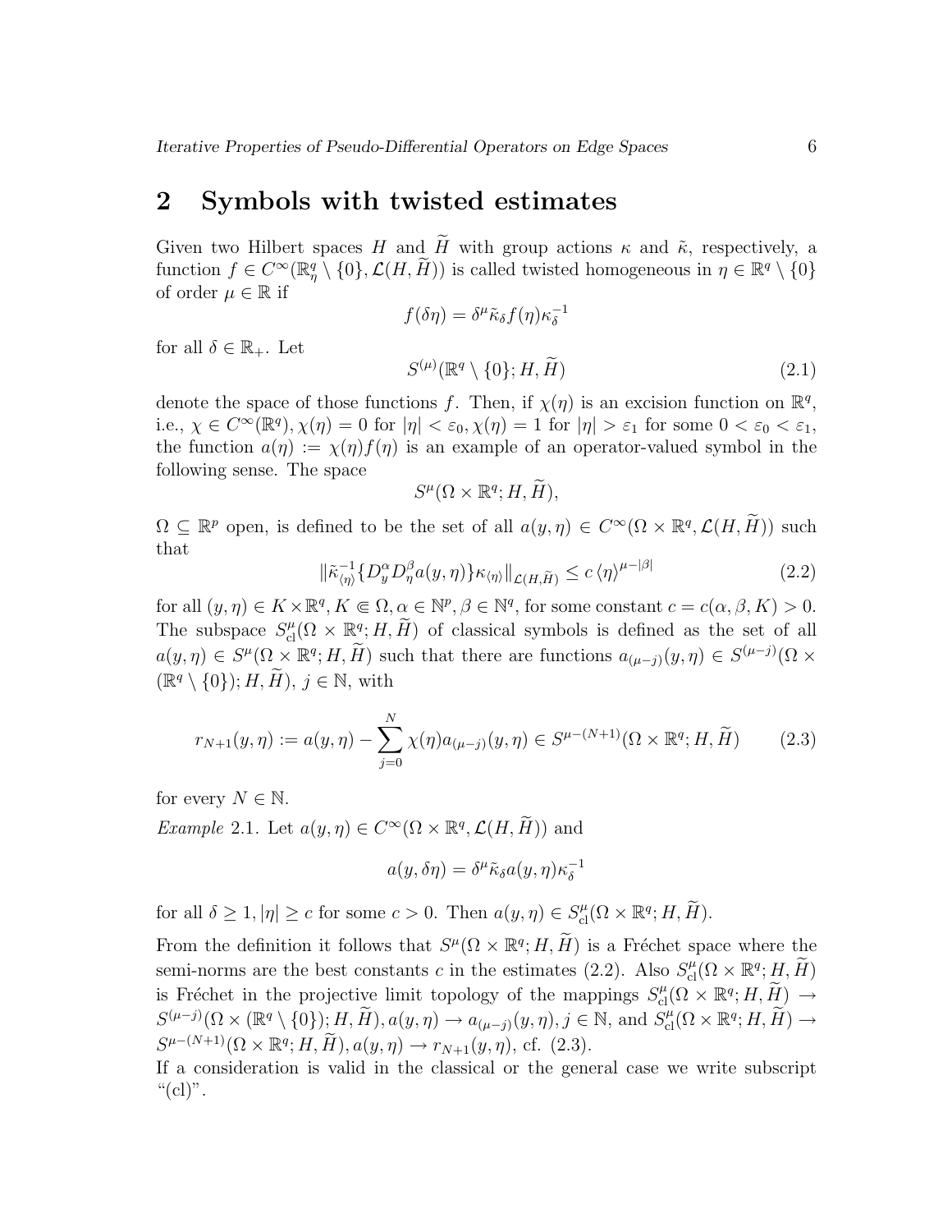## 2 Symbols with twisted estimates

Given two Hilbert spaces $H$ and $\widetilde{H}$ with group actions $\kappa$ and $\tilde{\kappa}$, respectively, a function $f \in C^\infty(\mathbb{R}^q_\eta \setminus \{0\}, \mathcal{L}(H, \widetilde{H}))$ is called twisted homogeneous in $\eta \in \mathbb{R}^q \setminus \{0\}$ of order $\mu \in \mathbb{R}$ if

$$f(\delta\eta) = \delta^\mu \tilde{\kappa}_\delta f(\eta) \kappa_\delta^{-1}$$

for all $\delta \in \mathbb{R}_+$. Let

$$S^{(\mu)}(\mathbb{R}^q \setminus \{0\}; H, \widetilde{H}) \tag{2.1}$$

denote the space of those functions $f$. Then, if $\chi(\eta)$ is an excision function on $\mathbb{R}^q$, i.e., $\chi \in C^\infty(\mathbb{R}^q), \chi(\eta) = 0$ for $|\eta| < \varepsilon_0, \chi(\eta) = 1$ for $|\eta| > \varepsilon_1$ for some $0 < \varepsilon_0 < \varepsilon_1$, the function $a(\eta) := \chi(\eta) f(\eta)$ is an example of an operator-valued symbol in the following sense. The space

$$S^\mu(\Omega \times \mathbb{R}^q; H, \widetilde{H}),$$

$\Omega \subseteq \mathbb{R}^p$ open, is defined to be the set of all $a(y, \eta) \in C^\infty(\Omega \times \mathbb{R}^q, \mathcal{L}(H, \widetilde{H}))$ such that

$$\|\tilde{\kappa}^{-1}_{\langle\eta\rangle} \{D^\alpha_y D^\beta_\eta a(y, \eta)\} \kappa_{\langle\eta\rangle}\|_{\mathcal{L}(H, \widetilde{H})} \leq c \, \langle\eta\rangle^{\mu - |\beta|} \tag{2.2}$$

for all $(y, \eta) \in K \times \mathbb{R}^q, K \Subset \Omega, \alpha \in \mathbb{N}^p, \beta \in \mathbb{N}^q$, for some constant $c = c(\alpha, \beta, K) > 0$. The subspace $S^\mu_{\text{cl}}(\Omega \times \mathbb{R}^q; H, \widetilde{H})$ of classical symbols is defined as the set of all $a(y, \eta) \in S^\mu(\Omega \times \mathbb{R}^q; H, \widetilde{H})$ such that there are functions $a_{(\mu-j)}(y, \eta) \in S^{(\mu-j)}(\Omega \times (\mathbb{R}^q \setminus \{0\}); H, \widetilde{H}),\ j \in \mathbb{N}$, with

$$r_{N+1}(y, \eta) := a(y, \eta) - \sum_{j=0}^{N} \chi(\eta) a_{(\mu-j)}(y, \eta) \in S^{\mu-(N+1)}(\Omega \times \mathbb{R}^q; H, \widetilde{H}) \tag{2.3}$$

for every $N \in \mathbb{N}$.

*Example* 2.1. Let $a(y, \eta) \in C^\infty(\Omega \times \mathbb{R}^q, \mathcal{L}(H, \widetilde{H}))$ and

$$a(y, \delta\eta) = \delta^\mu \tilde{\kappa}_\delta a(y, \eta) \kappa_\delta^{-1}$$

for all $\delta \geq 1, |\eta| \geq c$ for some $c > 0$. Then $a(y, \eta) \in S^\mu_{\text{cl}}(\Omega \times \mathbb{R}^q; H, \widetilde{H})$.

From the definition it follows that $S^\mu(\Omega \times \mathbb{R}^q; H, \widetilde{H})$ is a Fréchet space where the semi-norms are the best constants $c$ in the estimates (2.2). Also $S^\mu_{\text{cl}}(\Omega \times \mathbb{R}^q; H, \widetilde{H})$ is Fréchet in the projective limit topology of the mappings $S^\mu_{\text{cl}}(\Omega \times \mathbb{R}^q; H, \widetilde{H}) \to S^{(\mu-j)}(\Omega \times (\mathbb{R}^q \setminus \{0\}); H, \widetilde{H}), a(y, \eta) \to a_{(\mu-j)}(y, \eta), j \in \mathbb{N}$, and $S^\mu_{\text{cl}}(\Omega \times \mathbb{R}^q; H, \widetilde{H}) \to S^{\mu-(N+1)}(\Omega \times \mathbb{R}^q; H, \widetilde{H}), a(y, \eta) \to r_{N+1}(y, \eta)$, cf. (2.3).

If a consideration is valid in the classical or the general case we write subscript "(cl)".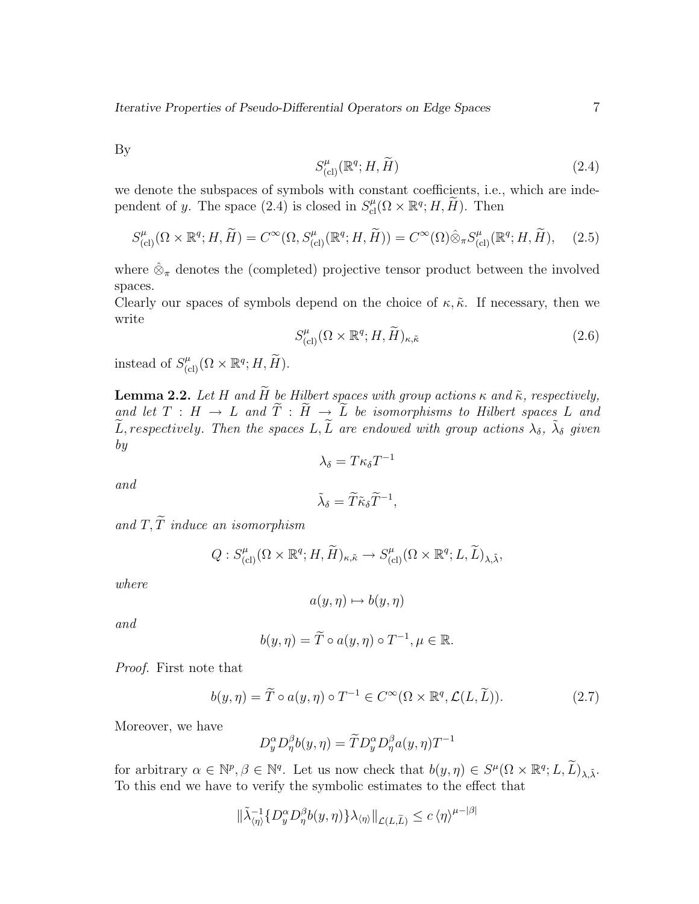By

$$S^{\mu}_{(\mathrm{cl})}(\mathbb{R}^q; H, \widetilde{H}) \tag{2.4}$$

we denote the subspaces of symbols with constant coefficients, i.e., which are independent of $y$. The space (2.4) is closed in $S^{\mu}_{\mathrm{cl}}(\Omega \times \mathbb{R}^q; H, \widetilde{H})$. Then

$$S^{\mu}_{(\mathrm{cl})}(\Omega \times \mathbb{R}^q; H, \widetilde{H}) = C^{\infty}(\Omega, S^{\mu}_{(\mathrm{cl})}(\mathbb{R}^q; H, \widetilde{H})) = C^{\infty}(\Omega) \hat{\otimes}_{\pi} S^{\mu}_{(\mathrm{cl})}(\mathbb{R}^q; H, \widetilde{H}), \tag{2.5}$$

where $\hat{\otimes}_{\pi}$ denotes the (completed) projective tensor product between the involved spaces.

Clearly our spaces of symbols depend on the choice of $\kappa, \tilde{\kappa}$. If necessary, then we write

$$S^{\mu}_{(\mathrm{cl})}(\Omega \times \mathbb{R}^q; H, \widetilde{H})_{\kappa, \tilde{\kappa}} \tag{2.6}$$

instead of $S^{\mu}_{(\mathrm{cl})}(\Omega \times \mathbb{R}^q; H, \widetilde{H})$.

**Lemma 2.2.** *Let $H$ and $\widetilde{H}$ be Hilbert spaces with group actions $\kappa$ and $\tilde{\kappa}$, respectively, and let $T : H \to L$ and $\widetilde{T} : \widetilde{H} \to \widetilde{L}$ be isomorphisms to Hilbert spaces $L$ and $\widetilde{L}$, respectively. Then the spaces $L, \widetilde{L}$ are endowed with group actions $\lambda_{\delta}$, $\tilde{\lambda}_{\delta}$ given by*

$$\lambda_{\delta} = T \kappa_{\delta} T^{-1}$$

*and*

$$\tilde{\lambda}_{\delta} = \widetilde{T} \tilde{\kappa}_{\delta} \widetilde{T}^{-1},$$

*and $T, \widetilde{T}$ induce an isomorphism*

$$Q : S^{\mu}_{(\mathrm{cl})}(\Omega \times \mathbb{R}^q; H, \widetilde{H})_{\kappa, \tilde{\kappa}} \to S^{\mu}_{(\mathrm{cl})}(\Omega \times \mathbb{R}^q; L, \widetilde{L})_{\lambda, \tilde{\lambda}},$$

*where*

$$a(y, \eta) \mapsto b(y, \eta)$$

*and*

$$b(y, \eta) = \widetilde{T} \circ a(y, \eta) \circ T^{-1}, \mu \in \mathbb{R}.$$

*Proof.* First note that

$$b(y, \eta) = \widetilde{T} \circ a(y, \eta) \circ T^{-1} \in C^{\infty}(\Omega \times \mathbb{R}^q, \mathcal{L}(L, \widetilde{L})). \tag{2.7}$$

Moreover, we have

$$D^{\alpha}_y D^{\beta}_{\eta} b(y, \eta) = \widetilde{T} D^{\alpha}_y D^{\beta}_{\eta} a(y, \eta) T^{-1}$$

for arbitrary $\alpha \in \mathbb{N}^p, \beta \in \mathbb{N}^q$. Let us now check that $b(y, \eta) \in S^{\mu}(\Omega \times \mathbb{R}^q; L, \widetilde{L})_{\lambda, \tilde{\lambda}}$. To this end we have to verify the symbolic estimates to the effect that

$$\|\tilde{\lambda}^{-1}_{\langle \eta \rangle} \{D^{\alpha}_y D^{\beta}_{\eta} b(y, \eta)\} \lambda_{\langle \eta \rangle}\|_{\mathcal{L}(L, \widetilde{L})} \leq c \, \langle \eta \rangle^{\mu - |\beta|}$$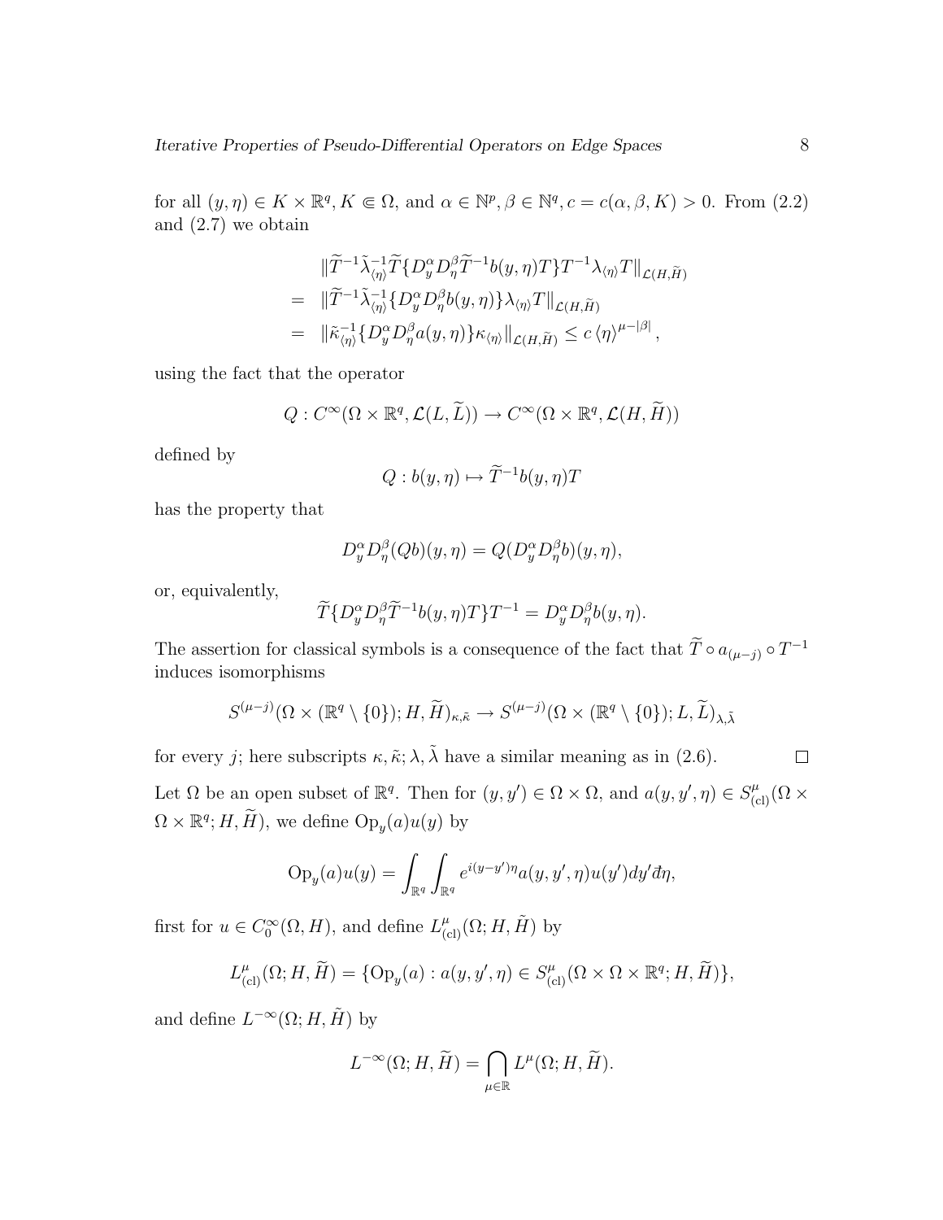for all $(y,\eta) \in K \times \mathbb{R}^q, K \Subset \Omega$, and $\alpha \in \mathbb{N}^p, \beta \in \mathbb{N}^q, c = c(\alpha,\beta,K) > 0$. From (2.2) and (2.7) we obtain

$$
\begin{aligned}
& \|\widetilde{T}^{-1}\tilde{\lambda}^{-1}_{\langle\eta\rangle}\widetilde{T}\{D^\alpha_y D^\beta_\eta \widetilde{T}^{-1} b(y,\eta) T\} T^{-1}\lambda_{\langle\eta\rangle} T\|_{\mathcal{L}(H,\widetilde{H})} \\
= \;& \|\widetilde{T}^{-1}\tilde{\lambda}^{-1}_{\langle\eta\rangle}\{D^\alpha_y D^\beta_\eta b(y,\eta)\}\lambda_{\langle\eta\rangle} T\|_{\mathcal{L}(H,\widetilde{H})} \\
= \;& \|\tilde{\kappa}^{-1}_{\langle\eta\rangle}\{D^\alpha_y D^\beta_\eta a(y,\eta)\}\kappa_{\langle\eta\rangle}\|_{\mathcal{L}(H,\widetilde{H})} \le c\,\langle\eta\rangle^{\mu-|\beta|},
\end{aligned}
$$

using the fact that the operator

$$
Q : C^\infty(\Omega\times\mathbb{R}^q, \mathcal{L}(L,\widetilde{L})) \to C^\infty(\Omega\times\mathbb{R}^q, \mathcal{L}(H,\widetilde{H}))
$$

defined by

$$
Q : b(y,\eta) \mapsto \widetilde{T}^{-1} b(y,\eta) T
$$

has the property that

$$
D^\alpha_y D^\beta_\eta (Qb)(y,\eta) = Q(D^\alpha_y D^\beta_\eta b)(y,\eta),
$$

or, equivalently,

$$
\widetilde{T}\{D^\alpha_y D^\beta_\eta \widetilde{T}^{-1} b(y,\eta) T\} T^{-1} = D^\alpha_y D^\beta_\eta b(y,\eta).
$$

The assertion for classical symbols is a consequence of the fact that $\widetilde{T}\circ a_{(\mu-j)}\circ T^{-1}$ induces isomorphisms

$$
S^{(\mu-j)}(\Omega\times(\mathbb{R}^q\setminus\{0\}); H,\widetilde{H})_{\kappa,\tilde{\kappa}} \to S^{(\mu-j)}(\Omega\times(\mathbb{R}^q\setminus\{0\}); L,\widetilde{L})_{\lambda,\tilde{\lambda}}
$$

for every $j$; here subscripts $\kappa,\tilde{\kappa};\lambda,\tilde{\lambda}$ have a similar meaning as in (2.6). $\square$

Let $\Omega$ be an open subset of $\mathbb{R}^q$. Then for $(y,y') \in \Omega\times\Omega$, and $a(y,y',\eta) \in S^\mu_{(\mathrm{cl})}(\Omega\times\Omega\times\mathbb{R}^q; H,\widetilde{H})$, we define $\mathrm{Op}_y(a)u(y)$ by

$$
\mathrm{Op}_y(a)u(y) = \int_{\mathbb{R}^q}\int_{\mathbb{R}^q} e^{i(y-y')\eta} a(y,y',\eta) u(y') dy' đ\eta,
$$

first for $u \in C^\infty_0(\Omega, H)$, and define $L^\mu_{(\mathrm{cl})}(\Omega; H,\tilde{H})$ by

$$
L^\mu_{(\mathrm{cl})}(\Omega; H,\widetilde{H}) = \{\mathrm{Op}_y(a) : a(y,y',\eta) \in S^\mu_{(\mathrm{cl})}(\Omega\times\Omega\times\mathbb{R}^q; H,\widetilde{H})\},
$$

and define $L^{-\infty}(\Omega; H,\tilde{H})$ by

$$
L^{-\infty}(\Omega; H,\widetilde{H}) = \bigcap_{\mu\in\mathbb{R}} L^\mu(\Omega; H,\widetilde{H}).
$$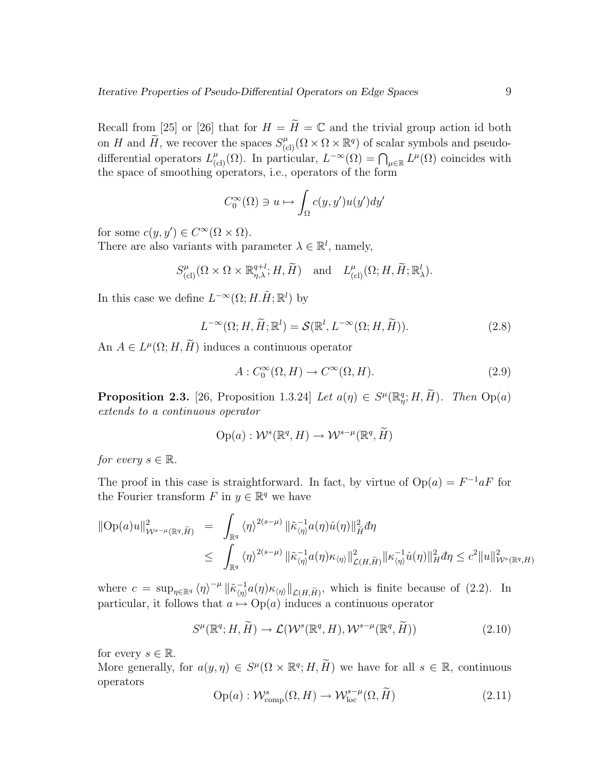Recall from [25] or [26] that for $H = \widetilde{H} = \mathbb{C}$ and the trivial group action id both on $H$ and $\widetilde{H}$, we recover the spaces $S^{\mu}_{(\mathrm{cl})}(\Omega \times \Omega \times \mathbb{R}^q)$ of scalar symbols and pseudo-differential operators $L^{\mu}_{(\mathrm{cl})}(\Omega)$. In particular, $L^{-\infty}(\Omega) = \bigcap_{\mu \in \mathbb{R}} L^{\mu}(\Omega)$ coincides with the space of smoothing operators, i.e., operators of the form

$$C_0^{\infty}(\Omega) \ni u \mapsto \int_{\Omega} c(y, y') u(y') dy'$$

for some $c(y, y') \in C^{\infty}(\Omega \times \Omega)$.
There are also variants with parameter $\lambda \in \mathbb{R}^l$, namely,

$$S^{\mu}_{(\mathrm{cl})}(\Omega \times \Omega \times \mathbb{R}^{q+l}_{\eta,\lambda}; H, \widetilde{H}) \quad \text{and} \quad L^{\mu}_{(\mathrm{cl})}(\Omega; H, \widetilde{H}; \mathbb{R}^l_{\lambda}).$$

In this case we define $L^{-\infty}(\Omega; H.\tilde{H}; \mathbb{R}^l)$ by

$$L^{-\infty}(\Omega; H, \widetilde{H}; \mathbb{R}^l) = \mathcal{S}(\mathbb{R}^l, L^{-\infty}(\Omega; H, \widetilde{H})). \tag{2.8}$$

An $A \in L^{\mu}(\Omega; H, \widetilde{H})$ induces a continuous operator

$$A : C_0^{\infty}(\Omega, H) \to C^{\infty}(\Omega, H). \tag{2.9}$$

**Proposition 2.3.** [26, Proposition 1.3.24] *Let $a(\eta) \in S^{\mu}(\mathbb{R}^q_{\eta}; H, \widetilde{H})$. Then $\mathrm{Op}(a)$ extends to a continuous operator*

$$\mathrm{Op}(a) : \mathcal{W}^s(\mathbb{R}^q, H) \to \mathcal{W}^{s-\mu}(\mathbb{R}^q, \widetilde{H})$$

*for every $s \in \mathbb{R}$.*

The proof in this case is straightforward. In fact, by virtue of $\mathrm{Op}(a) = F^{-1} a F$ for the Fourier transform $F$ in $y \in \mathbb{R}^q$ we have

$$\begin{aligned}
\|\mathrm{Op}(a)u\|^2_{\mathcal{W}^{s-\mu}(\mathbb{R}^q, \widetilde{H})} &= \int_{\mathbb{R}^q} \langle \eta \rangle^{2(s-\mu)} \|\tilde{\kappa}^{-1}_{\langle \eta \rangle} a(\eta) \hat{u}(\eta)\|^2_{\widetilde{H}} đ\eta \\
&\leq \int_{\mathbb{R}^q} \langle \eta \rangle^{2(s-\mu)} \|\tilde{\kappa}^{-1}_{\langle \eta \rangle} a(\eta) \kappa_{\langle \eta \rangle}\|^2_{\mathcal{L}(H, \widetilde{H})} \|\kappa^{-1}_{\langle \eta \rangle} \hat{u}(\eta)\|^2_H đ\eta \leq c^2 \|u\|^2_{\mathcal{W}^s(\mathbb{R}^q, H)}
\end{aligned}$$

where $c = \sup_{\eta \in \mathbb{R}^q} \langle \eta \rangle^{-\mu} \|\tilde{\kappa}^{-1}_{\langle \eta \rangle} a(\eta) \kappa_{\langle \eta \rangle}\|_{\mathcal{L}(H, \widetilde{H})}$, which is finite because of (2.2). In particular, it follows that $a \mapsto \mathrm{Op}(a)$ induces a continuous operator

$$S^{\mu}(\mathbb{R}^q; H, \widetilde{H}) \to \mathcal{L}(\mathcal{W}^s(\mathbb{R}^q, H), \mathcal{W}^{s-\mu}(\mathbb{R}^q, \widetilde{H})) \tag{2.10}$$

for every $s \in \mathbb{R}$.
More generally, for $a(y, \eta) \in S^{\mu}(\Omega \times \mathbb{R}^q; H, \widetilde{H})$ we have for all $s \in \mathbb{R}$, continuous operators

$$\mathrm{Op}(a) : \mathcal{W}^s_{\mathrm{comp}}(\Omega, H) \to \mathcal{W}^{s-\mu}_{\mathrm{loc}}(\Omega, \widetilde{H}) \tag{2.11}$$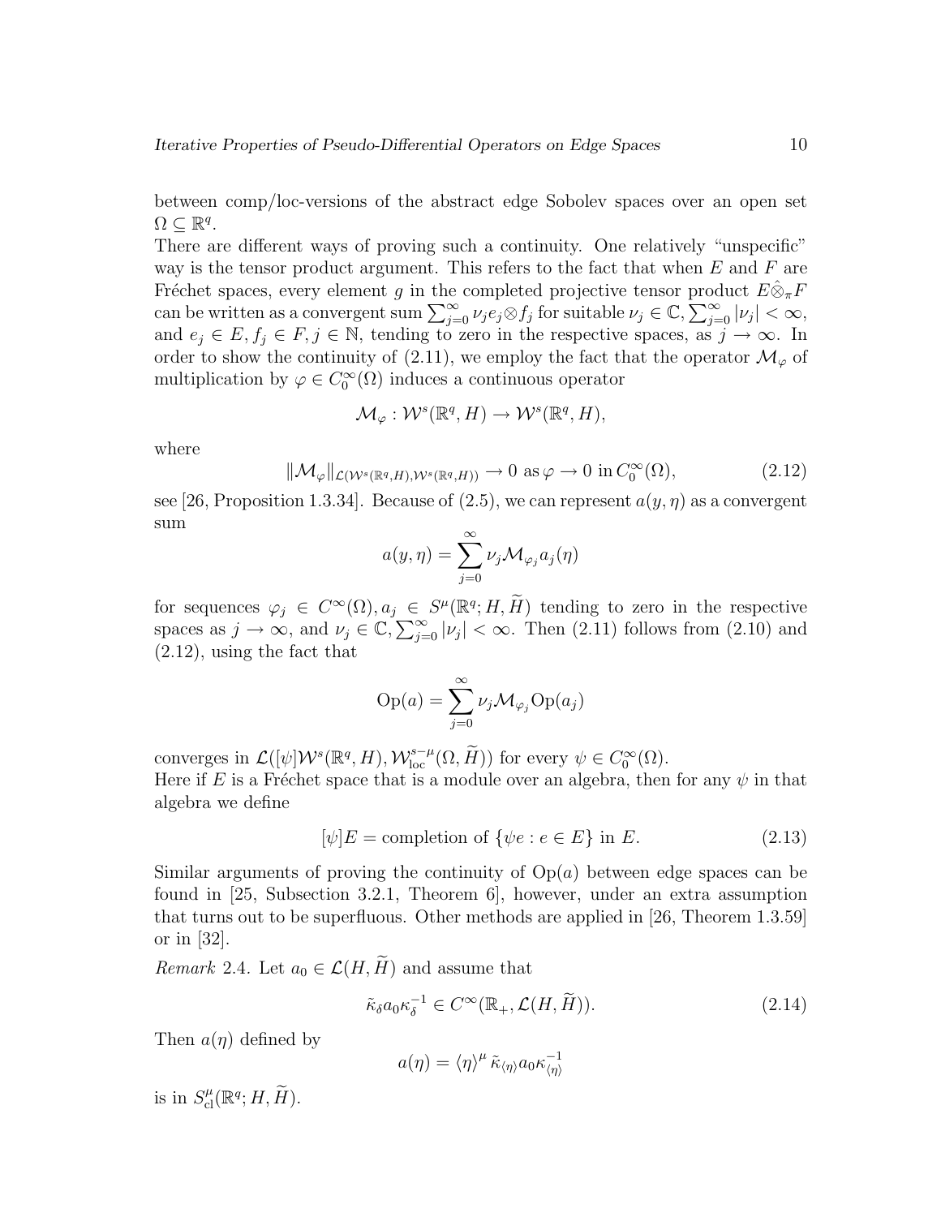between comp/loc-versions of the abstract edge Sobolev spaces over an open set $\Omega \subseteq \mathbb{R}^q$.

There are different ways of proving such a continuity. One relatively "unspecific" way is the tensor product argument. This refers to the fact that when $E$ and $F$ are Fréchet spaces, every element $g$ in the completed projective tensor product $E\hat{\otimes}_\pi F$ can be written as a convergent sum $\sum_{j=0}^\infty \nu_j e_j \otimes f_j$ for suitable $\nu_j \in \mathbb{C}, \sum_{j=0}^\infty |\nu_j| < \infty$, and $e_j \in E, f_j \in F, j \in \mathbb{N}$, tending to zero in the respective spaces, as $j \to \infty$. In order to show the continuity of (2.11), we employ the fact that the operator $\mathcal{M}_\varphi$ of multiplication by $\varphi \in C_0^\infty(\Omega)$ induces a continuous operator

$$\mathcal{M}_\varphi : \mathcal{W}^s(\mathbb{R}^q, H) \to \mathcal{W}^s(\mathbb{R}^q, H),$$

where

$$\|\mathcal{M}_\varphi\|_{\mathcal{L}(\mathcal{W}^s(\mathbb{R}^q,H),\mathcal{W}^s(\mathbb{R}^q,H))} \to 0 \text{ as } \varphi \to 0 \text{ in } C_0^\infty(\Omega), \tag{2.12}$$

see [26, Proposition 1.3.34]. Because of (2.5), we can represent $a(y, \eta)$ as a convergent sum

$$a(y, \eta) = \sum_{j=0}^\infty \nu_j \mathcal{M}_{\varphi_j} a_j(\eta)$$

for sequences $\varphi_j \in C^\infty(\Omega), a_j \in S^\mu(\mathbb{R}^q; H, \widetilde{H})$ tending to zero in the respective spaces as $j \to \infty$, and $\nu_j \in \mathbb{C}, \sum_{j=0}^\infty |\nu_j| < \infty$. Then (2.11) follows from (2.10) and (2.12), using the fact that

$$\mathrm{Op}(a) = \sum_{j=0}^\infty \nu_j \mathcal{M}_{\varphi_j} \mathrm{Op}(a_j)$$

converges in $\mathcal{L}([\psi]\mathcal{W}^s(\mathbb{R}^q, H), \mathcal{W}^{s-\mu}_{\mathrm{loc}}(\Omega, \widetilde{H}))$ for every $\psi \in C_0^\infty(\Omega)$.

Here if $E$ is a Fréchet space that is a module over an algebra, then for any $\psi$ in that algebra we define

$$[\psi]E = \text{completion of } \{\psi e : e \in E\} \text{ in } E. \tag{2.13}$$

Similar arguments of proving the continuity of $\mathrm{Op}(a)$ between edge spaces can be found in [25, Subsection 3.2.1, Theorem 6], however, under an extra assumption that turns out to be superfluous. Other methods are applied in [26, Theorem 1.3.59] or in [32].

*Remark* 2.4. Let $a_0 \in \mathcal{L}(H, \widetilde{H})$ and assume that

$$\tilde{\kappa}_\delta a_0 \kappa_\delta^{-1} \in C^\infty(\mathbb{R}_+, \mathcal{L}(H, \widetilde{H})). \tag{2.14}$$

Then $a(\eta)$ defined by

$$a(\eta) = \langle\eta\rangle^\mu \, \tilde{\kappa}_{\langle\eta\rangle} a_0 \kappa_{\langle\eta\rangle}^{-1}$$

is in $S^\mu_{\mathrm{cl}}(\mathbb{R}^q; H, \widetilde{H})$.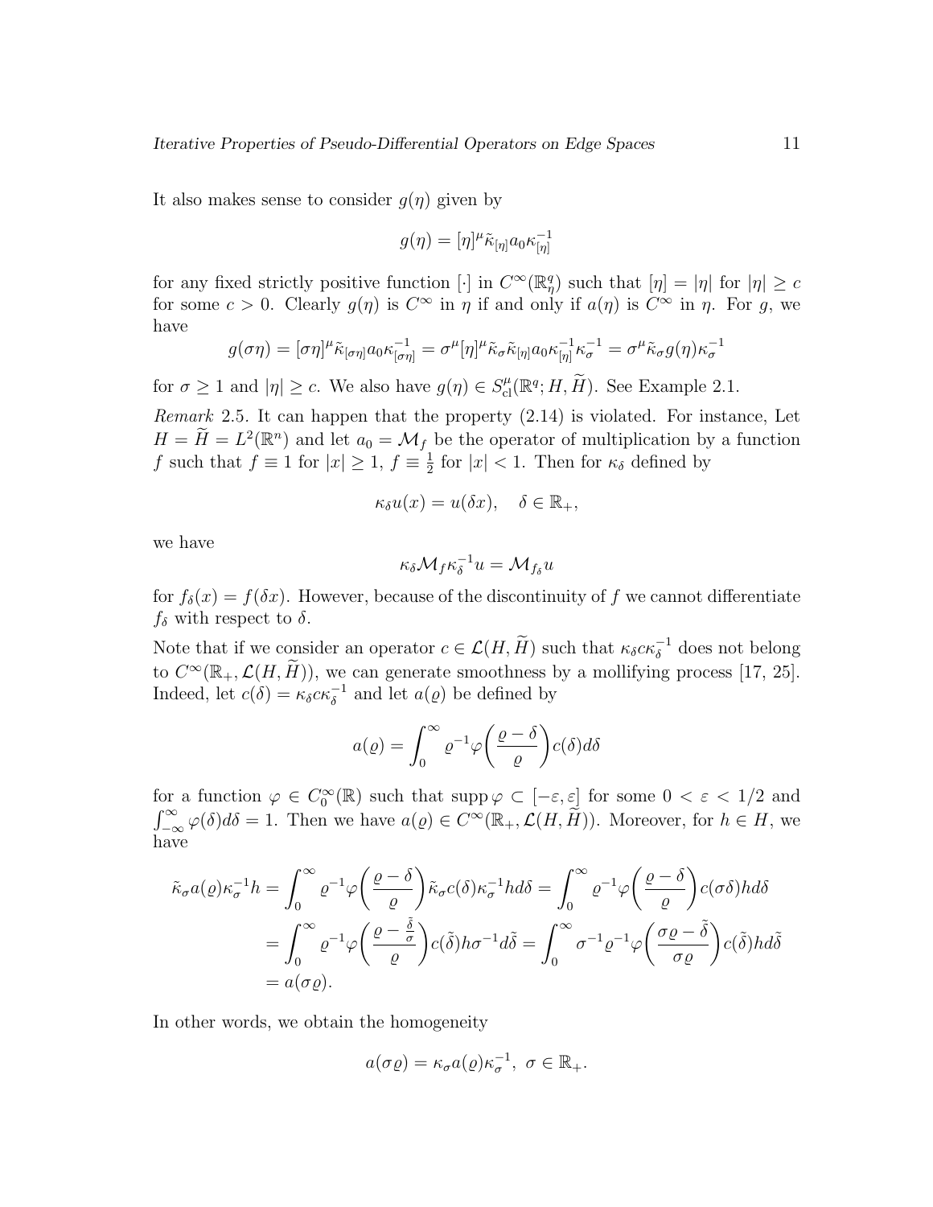It also makes sense to consider $g(\eta)$ given by

$$g(\eta) = [\eta]^{\mu} \tilde{\kappa}_{[\eta]} a_0 \kappa_{[\eta]}^{-1}$$

for any fixed strictly positive function $[\cdot]$ in $C^{\infty}(\mathbb{R}^q_{\eta})$ such that $[\eta] = |\eta|$ for $|\eta| \geq c$ for some $c > 0$. Clearly $g(\eta)$ is $C^{\infty}$ in $\eta$ if and only if $a(\eta)$ is $C^{\infty}$ in $\eta$. For $g$, we have

$$g(\sigma\eta) = [\sigma\eta]^{\mu} \tilde{\kappa}_{[\sigma\eta]} a_0 \kappa_{[\sigma\eta]}^{-1} = \sigma^{\mu} [\eta]^{\mu} \tilde{\kappa}_{\sigma} \tilde{\kappa}_{[\eta]} a_0 \kappa_{[\eta]}^{-1} \kappa_{\sigma}^{-1} = \sigma^{\mu} \tilde{\kappa}_{\sigma} g(\eta) \kappa_{\sigma}^{-1}$$

for $\sigma \geq 1$ and $|\eta| \geq c$. We also have $g(\eta) \in S^{\mu}_{\mathrm{cl}}(\mathbb{R}^q; H, \widetilde{H})$. See Example 2.1.

*Remark* 2.5. It can happen that the property (2.14) is violated. For instance, Let $H = \widetilde{H} = L^2(\mathbb{R}^n)$ and let $a_0 = \mathcal{M}_f$ be the operator of multiplication by a function $f$ such that $f \equiv 1$ for $|x| \geq 1$, $f \equiv \frac{1}{2}$ for $|x| < 1$. Then for $\kappa_{\delta}$ defined by

$$\kappa_{\delta} u(x) = u(\delta x), \quad \delta \in \mathbb{R}_+,$$

we have

$$\kappa_{\delta} \mathcal{M}_f \kappa_{\delta}^{-1} u = \mathcal{M}_{f_{\delta}} u$$

for $f_{\delta}(x) = f(\delta x)$. However, because of the discontinuity of $f$ we cannot differentiate $f_{\delta}$ with respect to $\delta$.

Note that if we consider an operator $c \in \mathcal{L}(H, \widetilde{H})$ such that $\kappa_{\delta} c \kappa_{\delta}^{-1}$ does not belong to $C^{\infty}(\mathbb{R}_+, \mathcal{L}(H, \widetilde{H}))$, we can generate smoothness by a mollifying process [17, 25]. Indeed, let $c(\delta) = \kappa_{\delta} c \kappa_{\delta}^{-1}$ and let $a(\varrho)$ be defined by

$$a(\varrho) = \int_0^{\infty} \varrho^{-1} \varphi\left(\frac{\varrho - \delta}{\varrho}\right) c(\delta) d\delta$$

for a function $\varphi \in C_0^{\infty}(\mathbb{R})$ such that $\operatorname{supp} \varphi \subset [-\varepsilon, \varepsilon]$ for some $0 < \varepsilon < 1/2$ and $\int_{-\infty}^{\infty} \varphi(\delta) d\delta = 1$. Then we have $a(\varrho) \in C^{\infty}(\mathbb{R}_+, \mathcal{L}(H, \widetilde{H}))$. Moreover, for $h \in H$, we have

$$\begin{aligned}
\tilde{\kappa}_{\sigma} a(\varrho) \kappa_{\sigma}^{-1} h &= \int_0^{\infty} \varrho^{-1} \varphi\left(\frac{\varrho - \delta}{\varrho}\right) \tilde{\kappa}_{\sigma} c(\delta) \kappa_{\sigma}^{-1} h d\delta = \int_0^{\infty} \varrho^{-1} \varphi\left(\frac{\varrho - \delta}{\varrho}\right) c(\sigma\delta) h d\delta \\
&= \int_0^{\infty} \varrho^{-1} \varphi\left(\frac{\varrho - \frac{\tilde{\delta}}{\sigma}}{\varrho}\right) c(\tilde{\delta}) h \sigma^{-1} d\tilde{\delta} = \int_0^{\infty} \sigma^{-1} \varrho^{-1} \varphi\left(\frac{\sigma\varrho - \tilde{\delta}}{\sigma\varrho}\right) c(\tilde{\delta}) h d\tilde{\delta} \\
&= a(\sigma\varrho).
\end{aligned}$$

In other words, we obtain the homogeneity

$$a(\sigma\varrho) = \kappa_{\sigma} a(\varrho) \kappa_{\sigma}^{-1}, \; \sigma \in \mathbb{R}_+.$$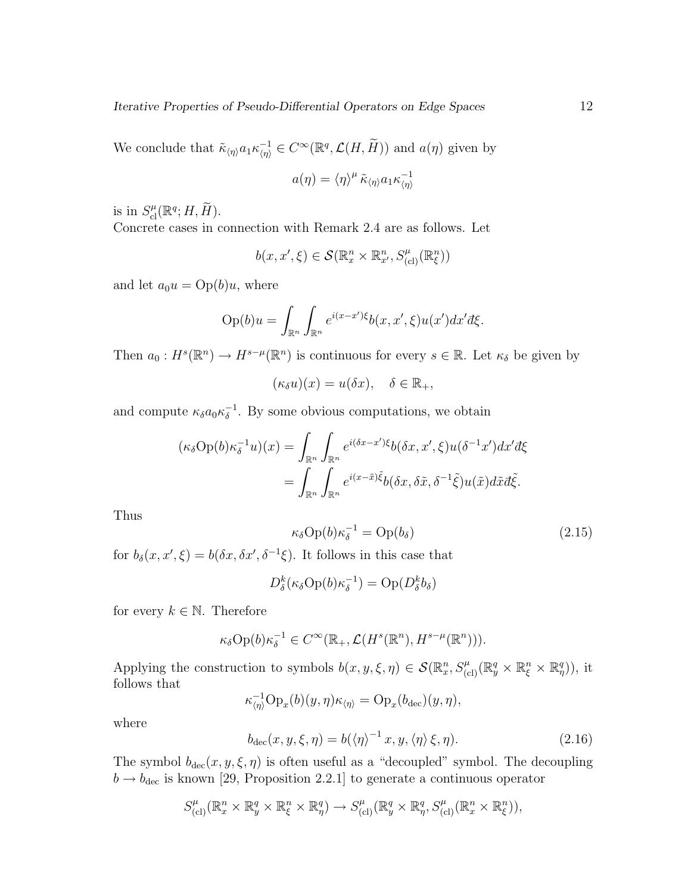We conclude that $\tilde{\kappa}_{\langle\eta\rangle} a_1 \kappa^{-1}_{\langle\eta\rangle} \in C^\infty(\mathbb{R}^q, \mathcal{L}(H, \widetilde{H}))$ and $a(\eta)$ given by

$$a(\eta) = \langle\eta\rangle^\mu \, \tilde{\kappa}_{\langle\eta\rangle} a_1 \kappa^{-1}_{\langle\eta\rangle}$$

is in $S^\mu_{\mathrm{cl}}(\mathbb{R}^q; H, \widetilde{H})$.
Concrete cases in connection with Remark 2.4 are as follows. Let

$$b(x, x', \xi) \in \mathcal{S}(\mathbb{R}^n_x \times \mathbb{R}^n_{x'}, S^\mu_{(\mathrm{cl})}(\mathbb{R}^n_\xi))$$

and let $a_0 u = \mathrm{Op}(b)u$, where

$$\mathrm{Op}(b)u = \int_{\mathbb{R}^n} \int_{\mathbb{R}^n} e^{i(x-x')\xi} b(x, x', \xi) u(x') dx' đ\xi.$$

Then $a_0 : H^s(\mathbb{R}^n) \to H^{s-\mu}(\mathbb{R}^n)$ is continuous for every $s \in \mathbb{R}$. Let $\kappa_\delta$ be given by

$$(\kappa_\delta u)(x) = u(\delta x), \quad \delta \in \mathbb{R}_+,$$

and compute $\kappa_\delta a_0 \kappa_\delta^{-1}$. By some obvious computations, we obtain

$$\begin{aligned}
(\kappa_\delta \mathrm{Op}(b) \kappa_\delta^{-1} u)(x) &= \int_{\mathbb{R}^n} \int_{\mathbb{R}^n} e^{i(\delta x - x')\xi} b(\delta x, x', \xi) u(\delta^{-1} x') dx' đ\xi \\
&= \int_{\mathbb{R}^n} \int_{\mathbb{R}^n} e^{i(x - \tilde{x})\tilde{\xi}} b(\delta x, \delta \tilde{x}, \delta^{-1} \tilde{\xi}) u(\tilde{x}) d\tilde{x} đ\tilde{\xi}.
\end{aligned}$$

Thus

$$\kappa_\delta \mathrm{Op}(b) \kappa_\delta^{-1} = \mathrm{Op}(b_\delta) \tag{2.15}$$

for $b_\delta(x, x', \xi) = b(\delta x, \delta x', \delta^{-1}\xi)$. It follows in this case that

$$D^k_\delta (\kappa_\delta \mathrm{Op}(b) \kappa_\delta^{-1}) = \mathrm{Op}(D^k_\delta b_\delta)$$

for every $k \in \mathbb{N}$. Therefore

$$\kappa_\delta \mathrm{Op}(b) \kappa_\delta^{-1} \in C^\infty(\mathbb{R}_+, \mathcal{L}(H^s(\mathbb{R}^n), H^{s-\mu}(\mathbb{R}^n))).$$

Applying the construction to symbols $b(x, y, \xi, \eta) \in \mathcal{S}(\mathbb{R}^n_x, S^\mu_{(\mathrm{cl})}(\mathbb{R}^q_y \times \mathbb{R}^n_\xi \times \mathbb{R}^q_\eta))$, it follows that

$$\kappa^{-1}_{\langle\eta\rangle} \mathrm{Op}_x(b)(y, \eta) \kappa_{\langle\eta\rangle} = \mathrm{Op}_x(b_{\mathrm{dec}})(y, \eta),$$

where

$$b_{\mathrm{dec}}(x, y, \xi, \eta) = b(\langle\eta\rangle^{-1} x, y, \langle\eta\rangle \xi, \eta). \tag{2.16}$$

The symbol $b_{\mathrm{dec}}(x, y, \xi, \eta)$ is often useful as a "decoupled" symbol. The decoupling $b \to b_{\mathrm{dec}}$ is known [29, Proposition 2.2.1] to generate a continuous operator

$$S^\mu_{(\mathrm{cl})}(\mathbb{R}^n_x \times \mathbb{R}^q_y \times \mathbb{R}^n_\xi \times \mathbb{R}^q_\eta) \to S^\mu_{(\mathrm{cl})}(\mathbb{R}^q_y \times \mathbb{R}^q_\eta, S^\mu_{(\mathrm{cl})}(\mathbb{R}^n_x \times \mathbb{R}^n_\xi)),$$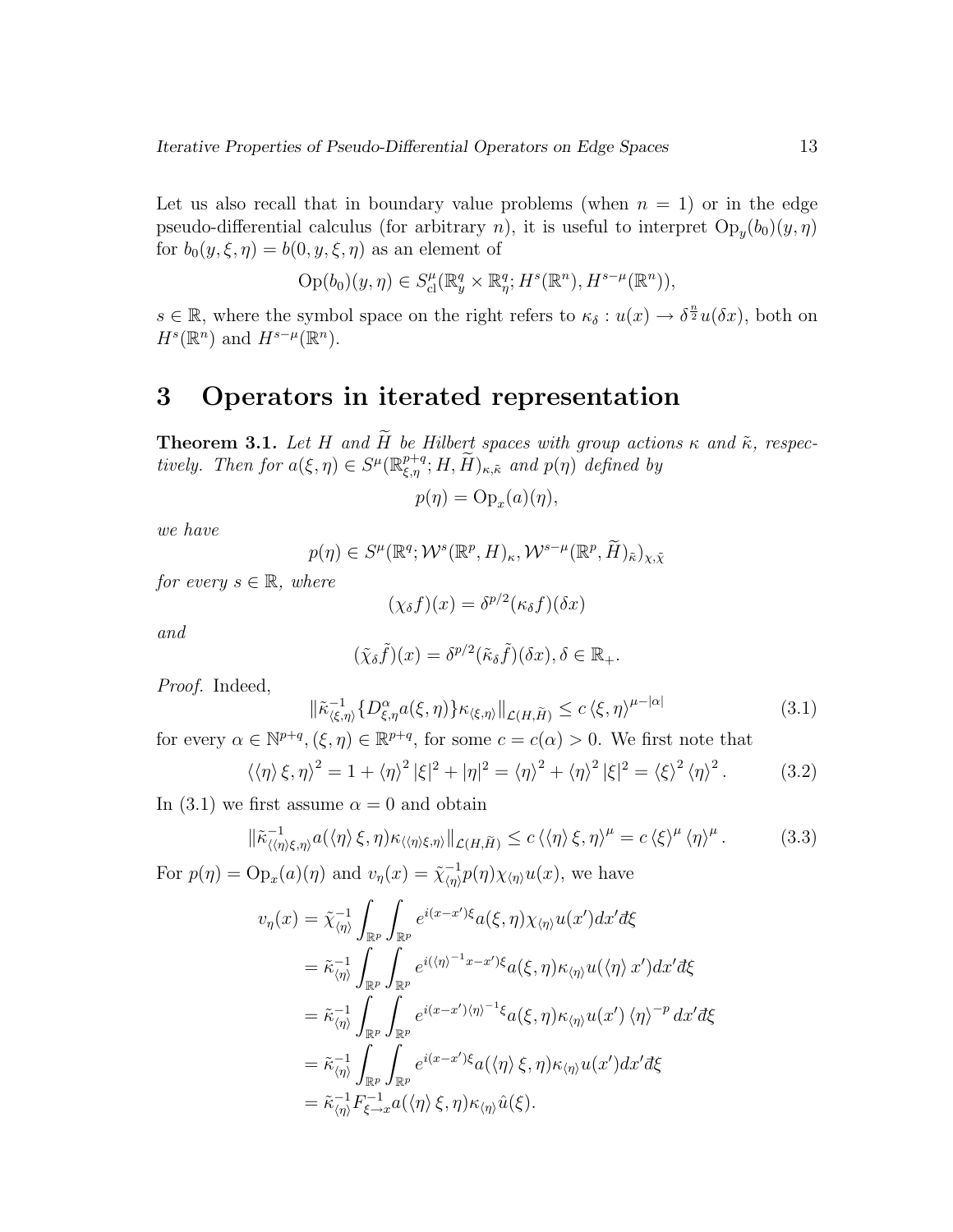Let us also recall that in boundary value problems (when $n = 1$) or in the edge pseudo-differential calculus (for arbitrary $n$), it is useful to interpret $\mathrm{Op}_y(b_0)(y, \eta)$ for $b_0(y, \xi, \eta) = b(0, y, \xi, \eta)$ as an element of

$$\mathrm{Op}(b_0)(y, \eta) \in S^{\mu}_{\mathrm{cl}}(\mathbb{R}^q_y \times \mathbb{R}^q_\eta; H^s(\mathbb{R}^n), H^{s-\mu}(\mathbb{R}^n)),$$

$s \in \mathbb{R}$, where the symbol space on the right refers to $\kappa_\delta : u(x) \to \delta^{\frac{n}{2}} u(\delta x)$, both on $H^s(\mathbb{R}^n)$ and $H^{s-\mu}(\mathbb{R}^n)$.

# 3 Operators in iterated representation

**Theorem 3.1.** *Let $H$ and $\widetilde{H}$ be Hilbert spaces with group actions $\kappa$ and $\tilde{\kappa}$, respectively. Then for $a(\xi, \eta) \in S^{\mu}(\mathbb{R}^{p+q}_{\xi,\eta}; H, \widetilde{H})_{\kappa,\tilde{\kappa}}$ and $p(\eta)$ defined by*

$$p(\eta) = \mathrm{Op}_x(a)(\eta),$$

*we have*

$$p(\eta) \in S^{\mu}(\mathbb{R}^q; \mathcal{W}^s(\mathbb{R}^p, H)_\kappa, \mathcal{W}^{s-\mu}(\mathbb{R}^p, \widetilde{H})_{\tilde{\kappa}})_{\chi,\tilde{\chi}}$$

*for every $s \in \mathbb{R}$, where*

$$(\chi_\delta f)(x) = \delta^{p/2}(\kappa_\delta f)(\delta x)$$

*and*

$$(\tilde{\chi}_\delta \tilde{f})(x) = \delta^{p/2}(\tilde{\kappa}_\delta \tilde{f})(\delta x), \delta \in \mathbb{R}_+.$$

*Proof.* Indeed,

$$\|\tilde{\kappa}^{-1}_{\langle \xi,\eta\rangle}\{D^\alpha_{\xi,\eta} a(\xi,\eta)\}\kappa_{\langle \xi,\eta\rangle}\|_{\mathcal{L}(H,\widetilde{H})} \le c\,\langle \xi,\eta\rangle^{\mu-|\alpha|} \tag{3.1}$$

for every $\alpha \in \mathbb{N}^{p+q}, (\xi, \eta) \in \mathbb{R}^{p+q}$, for some $c = c(\alpha) > 0$. We first note that

$$\langle \langle \eta\rangle \xi, \eta\rangle^2 = 1 + \langle \eta\rangle^2 |\xi|^2 + |\eta|^2 = \langle \eta\rangle^2 + \langle \eta\rangle^2 |\xi|^2 = \langle \xi\rangle^2 \langle \eta\rangle^2 . \tag{3.2}$$

In (3.1) we first assume $\alpha = 0$ and obtain

$$\|\tilde{\kappa}^{-1}_{\langle\langle \eta\rangle \xi,\eta\rangle} a(\langle \eta\rangle \xi, \eta)\kappa_{\langle\langle \eta\rangle\xi,\eta\rangle}\|_{\mathcal{L}(H,\widetilde{H})} \le c\,\langle\langle \eta\rangle \xi, \eta\rangle^{\mu} = c\,\langle \xi\rangle^{\mu}\langle \eta\rangle^{\mu} . \tag{3.3}$$

For $p(\eta) = \mathrm{Op}_x(a)(\eta)$ and $v_\eta(x) = \tilde{\chi}^{-1}_{\langle\eta\rangle} p(\eta)\chi_{\langle\eta\rangle} u(x)$, we have

$$\begin{aligned}
v_\eta(x) &= \tilde{\chi}^{-1}_{\langle\eta\rangle} \int_{\mathbb{R}^p}\int_{\mathbb{R}^p} e^{i(x-x')\xi} a(\xi,\eta)\chi_{\langle\eta\rangle} u(x')dx' đ\xi \\
&= \tilde{\kappa}^{-1}_{\langle\eta\rangle} \int_{\mathbb{R}^p}\int_{\mathbb{R}^p} e^{i(\langle\eta\rangle^{-1}x-x')\xi} a(\xi,\eta)\kappa_{\langle\eta\rangle} u(\langle\eta\rangle x')dx' đ\xi \\
&= \tilde{\kappa}^{-1}_{\langle\eta\rangle} \int_{\mathbb{R}^p}\int_{\mathbb{R}^p} e^{i(x-x')\langle\eta\rangle^{-1}\xi} a(\xi,\eta)\kappa_{\langle\eta\rangle} u(x')\,\langle\eta\rangle^{-p} dx' đ\xi \\
&= \tilde{\kappa}^{-1}_{\langle\eta\rangle} \int_{\mathbb{R}^p}\int_{\mathbb{R}^p} e^{i(x-x')\xi} a(\langle\eta\rangle \xi,\eta)\kappa_{\langle\eta\rangle} u(x')dx' đ\xi \\
&= \tilde{\kappa}^{-1}_{\langle\eta\rangle} F^{-1}_{\xi\to x} a(\langle\eta\rangle\xi,\eta)\kappa_{\langle\eta\rangle}\hat{u}(\xi).
\end{aligned}$$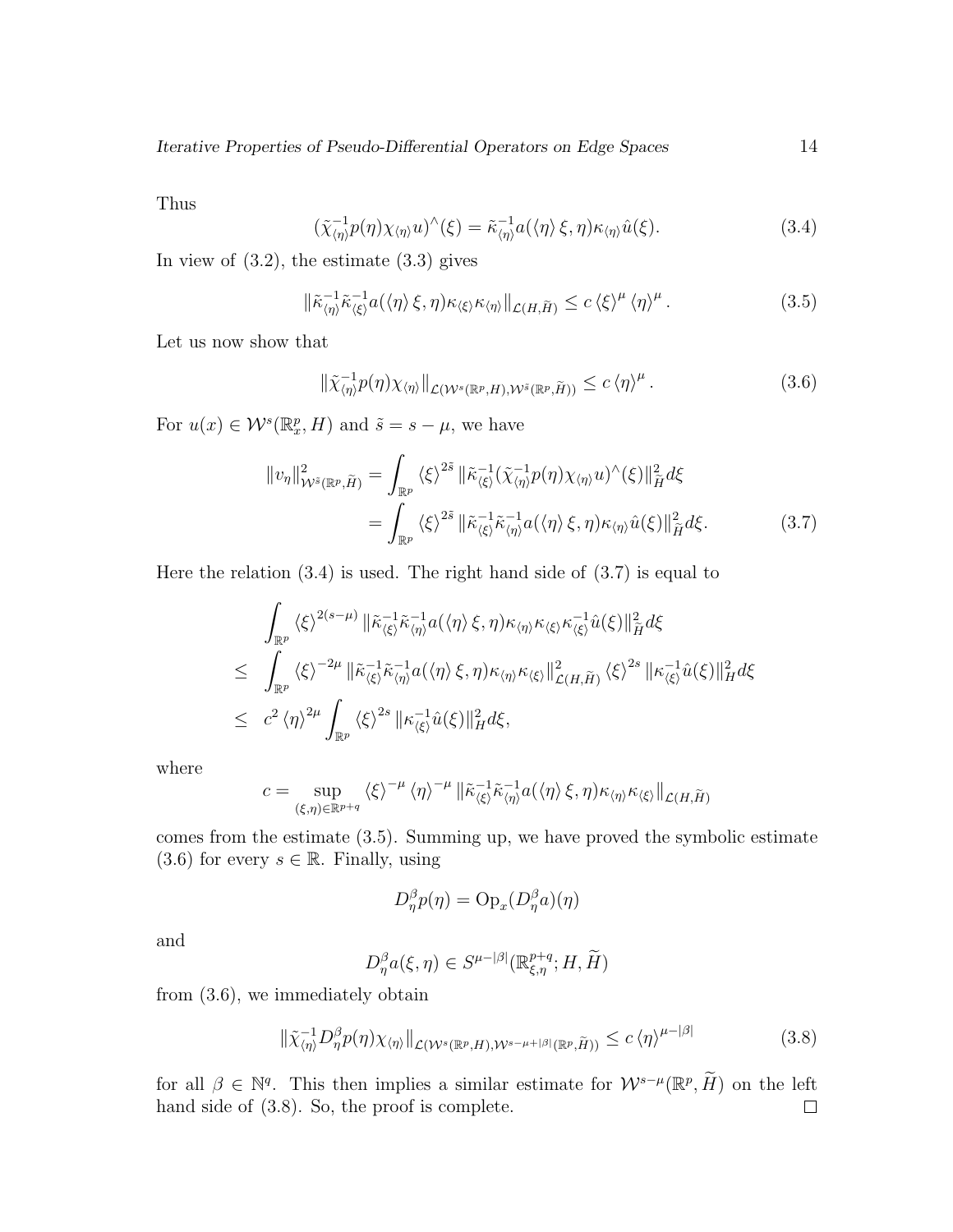Thus

$$(\tilde{\chi}_{\langle\eta\rangle}^{-1} p(\eta) \chi_{\langle\eta\rangle} u)^{\wedge}(\xi) = \tilde{\kappa}_{\langle\eta\rangle}^{-1} a(\langle\eta\rangle \xi, \eta) \kappa_{\langle\eta\rangle} \hat{u}(\xi). \tag{3.4}$$

In view of (3.2), the estimate (3.3) gives

$$\|\tilde{\kappa}_{\langle\eta\rangle}^{-1} \tilde{\kappa}_{\langle\xi\rangle}^{-1} a(\langle\eta\rangle \xi, \eta) \kappa_{\langle\xi\rangle} \kappa_{\langle\eta\rangle}\|_{\mathcal{L}(H,\widetilde{H})} \leq c \langle\xi\rangle^{\mu} \langle\eta\rangle^{\mu}. \tag{3.5}$$

Let us now show that

$$\|\tilde{\chi}_{\langle\eta\rangle}^{-1} p(\eta) \chi_{\langle\eta\rangle}\|_{\mathcal{L}(\mathcal{W}^{s}(\mathbb{R}^p,H),\mathcal{W}^{\tilde{s}}(\mathbb{R}^p,\widetilde{H}))} \leq c \langle\eta\rangle^{\mu}. \tag{3.6}$$

For $u(x) \in \mathcal{W}^s(\mathbb{R}^p_x, H)$ and $\tilde{s} = s - \mu$, we have

$$\begin{aligned}
\|v_\eta\|^2_{\mathcal{W}^{\tilde{s}}(\mathbb{R}^p,\widetilde{H})} &= \int_{\mathbb{R}^p} \langle\xi\rangle^{2\tilde{s}} \|\tilde{\kappa}_{\langle\xi\rangle}^{-1} (\tilde{\chi}_{\langle\eta\rangle}^{-1} p(\eta) \chi_{\langle\eta\rangle} u)^{\wedge}(\xi)\|^2_{\widetilde{H}} d\xi \\
&= \int_{\mathbb{R}^p} \langle\xi\rangle^{2\tilde{s}} \|\tilde{\kappa}_{\langle\xi\rangle}^{-1} \tilde{\kappa}_{\langle\eta\rangle}^{-1} a(\langle\eta\rangle \xi, \eta) \kappa_{\langle\eta\rangle} \hat{u}(\xi)\|^2_{\widetilde{H}} d\xi. \qquad (3.7)
\end{aligned}$$

Here the relation (3.4) is used. The right hand side of (3.7) is equal to

$$\begin{aligned}
& \int_{\mathbb{R}^p} \langle\xi\rangle^{2(s-\mu)} \|\tilde{\kappa}_{\langle\xi\rangle}^{-1} \tilde{\kappa}_{\langle\eta\rangle}^{-1} a(\langle\eta\rangle \xi, \eta) \kappa_{\langle\eta\rangle} \kappa_{\langle\xi\rangle} \kappa_{\langle\xi\rangle}^{-1} \hat{u}(\xi)\|^2_{\widetilde{H}} d\xi \\
\leq & \int_{\mathbb{R}^p} \langle\xi\rangle^{-2\mu} \|\tilde{\kappa}_{\langle\xi\rangle}^{-1} \tilde{\kappa}_{\langle\eta\rangle}^{-1} a(\langle\eta\rangle \xi, \eta) \kappa_{\langle\eta\rangle} \kappa_{\langle\xi\rangle}\|^2_{\mathcal{L}(H,\widetilde{H})} \langle\xi\rangle^{2s} \|\kappa_{\langle\xi\rangle}^{-1} \hat{u}(\xi)\|^2_H d\xi \\
\leq & \; c^2 \langle\eta\rangle^{2\mu} \int_{\mathbb{R}^p} \langle\xi\rangle^{2s} \|\kappa_{\langle\xi\rangle}^{-1} \hat{u}(\xi)\|^2_H d\xi,
\end{aligned}$$

where

$$c = \sup_{(\xi,\eta)\in\mathbb{R}^{p+q}} \langle\xi\rangle^{-\mu} \langle\eta\rangle^{-\mu} \|\tilde{\kappa}_{\langle\xi\rangle}^{-1} \tilde{\kappa}_{\langle\eta\rangle}^{-1} a(\langle\eta\rangle \xi, \eta) \kappa_{\langle\eta\rangle} \kappa_{\langle\xi\rangle}\|_{\mathcal{L}(H,\widetilde{H})}$$

comes from the estimate (3.5). Summing up, we have proved the symbolic estimate (3.6) for every $s \in \mathbb{R}$. Finally, using

$$D^\beta_\eta p(\eta) = \mathrm{Op}_x(D^\beta_\eta a)(\eta)$$

and

$$D^\beta_\eta a(\xi, \eta) \in S^{\mu-|\beta|}(\mathbb{R}^{p+q}_{\xi,\eta}; H, \widetilde{H})$$

from (3.6), we immediately obtain

$$\|\tilde{\chi}_{\langle\eta\rangle}^{-1} D^\beta_\eta p(\eta) \chi_{\langle\eta\rangle}\|_{\mathcal{L}(\mathcal{W}^{s}(\mathbb{R}^p,H),\mathcal{W}^{s-\mu+|\beta|}(\mathbb{R}^p,\widetilde{H}))} \leq c \langle\eta\rangle^{\mu-|\beta|} \tag{3.8}$$

for all $\beta \in \mathbb{N}^q$. This then implies a similar estimate for $\mathcal{W}^{s-\mu}(\mathbb{R}^p, \widetilde{H})$ on the left hand side of (3.8). So, the proof is complete. □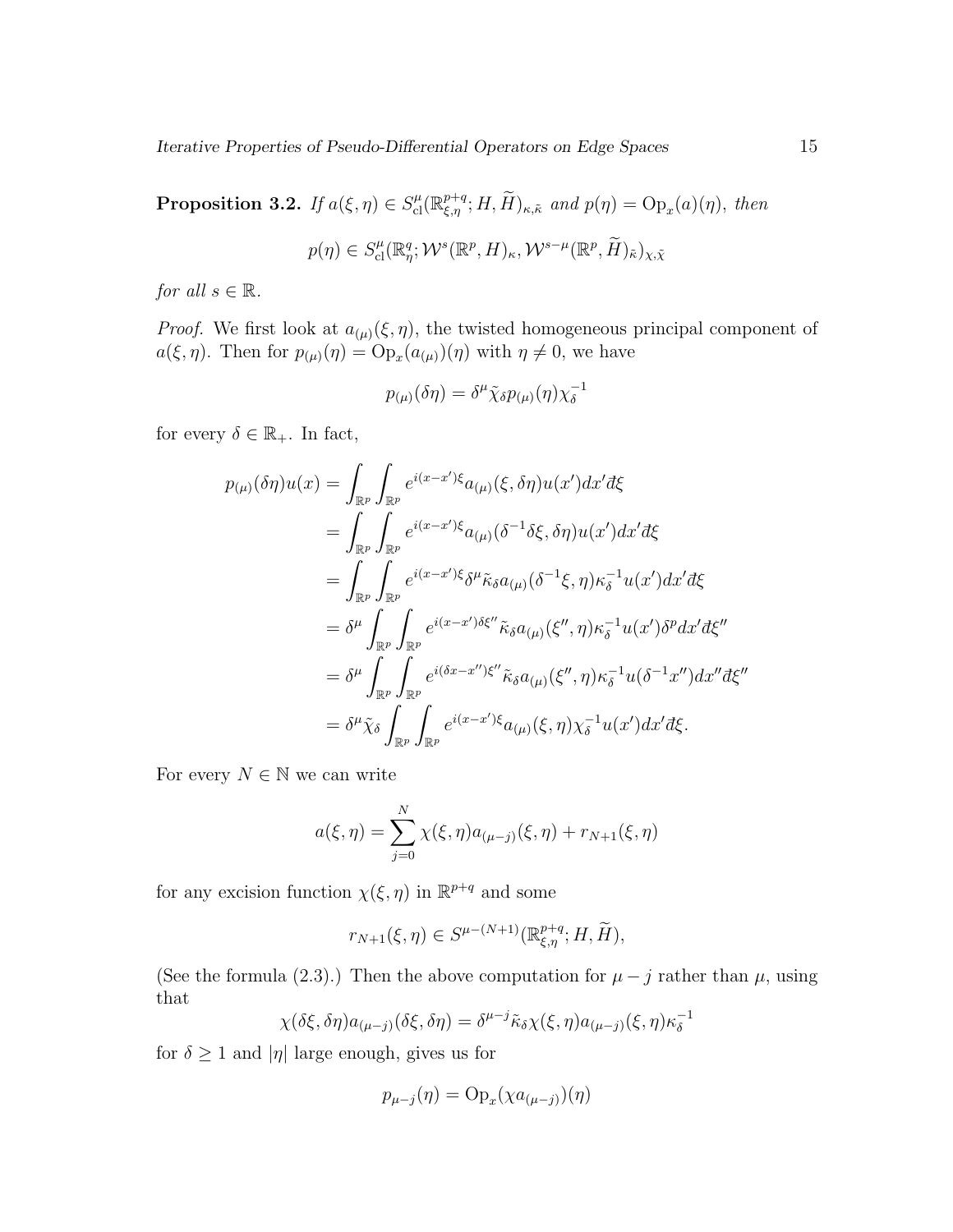**Proposition 3.2.** *If $a(\xi,\eta) \in S^{\mu}_{\mathrm{cl}}(\mathbb{R}^{p+q}_{\xi,\eta}; H, \widetilde{H})_{\kappa,\tilde{\kappa}}$ and $p(\eta) = \mathrm{Op}_x(a)(\eta)$, then*

$$p(\eta) \in S^{\mu}_{\mathrm{cl}}(\mathbb{R}^q_\eta; \mathcal{W}^s(\mathbb{R}^p, H)_\kappa, \mathcal{W}^{s-\mu}(\mathbb{R}^p, \widetilde{H})_{\tilde{\kappa}})_{\chi,\tilde{\chi}}$$

*for all $s \in \mathbb{R}$.*

*Proof.* We first look at $a_{(\mu)}(\xi,\eta)$, the twisted homogeneous principal component of $a(\xi,\eta)$. Then for $p_{(\mu)}(\eta) = \mathrm{Op}_x(a_{(\mu)})(\eta)$ with $\eta \neq 0$, we have

$$p_{(\mu)}(\delta\eta) = \delta^\mu \tilde{\chi}_\delta p_{(\mu)}(\eta) \chi_\delta^{-1}$$

for every $\delta \in \mathbb{R}_+$. In fact,

$$\begin{aligned}
p_{(\mu)}(\delta\eta)u(x) &= \int_{\mathbb{R}^p}\int_{\mathbb{R}^p} e^{i(x-x')\xi} a_{(\mu)}(\xi, \delta\eta) u(x') dx' đ\xi \\
&= \int_{\mathbb{R}^p}\int_{\mathbb{R}^p} e^{i(x-x')\xi} a_{(\mu)}(\delta^{-1}\delta\xi, \delta\eta) u(x') dx' đ\xi \\
&= \int_{\mathbb{R}^p}\int_{\mathbb{R}^p} e^{i(x-x')\xi} \delta^\mu \tilde{\kappa}_\delta a_{(\mu)}(\delta^{-1}\xi, \eta) \kappa_\delta^{-1} u(x') dx' đ\xi \\
&= \delta^\mu \int_{\mathbb{R}^p}\int_{\mathbb{R}^p} e^{i(x-x')\delta\xi''} \tilde{\kappa}_\delta a_{(\mu)}(\xi'', \eta) \kappa_\delta^{-1} u(x') \delta^p dx' đ\xi'' \\
&= \delta^\mu \int_{\mathbb{R}^p}\int_{\mathbb{R}^p} e^{i(\delta x-x'')\xi''} \tilde{\kappa}_\delta a_{(\mu)}(\xi'', \eta) \kappa_\delta^{-1} u(\delta^{-1}x'') dx'' đ\xi'' \\
&= \delta^\mu \tilde{\chi}_\delta \int_{\mathbb{R}^p}\int_{\mathbb{R}^p} e^{i(x-x')\xi} a_{(\mu)}(\xi, \eta) \chi_\delta^{-1} u(x') dx' đ\xi.
\end{aligned}$$

For every $N \in \mathbb{N}$ we can write

$$a(\xi,\eta) = \sum_{j=0}^{N} \chi(\xi,\eta) a_{(\mu-j)}(\xi,\eta) + r_{N+1}(\xi,\eta)$$

for any excision function $\chi(\xi,\eta)$ in $\mathbb{R}^{p+q}$ and some

$$r_{N+1}(\xi,\eta) \in S^{\mu-(N+1)}(\mathbb{R}^{p+q}_{\xi,\eta}; H, \widetilde{H}),$$

(See the formula (2.3).) Then the above computation for $\mu - j$ rather than $\mu$, using that

$$\chi(\delta\xi, \delta\eta) a_{(\mu-j)}(\delta\xi, \delta\eta) = \delta^{\mu-j} \tilde{\kappa}_\delta \chi(\xi,\eta) a_{(\mu-j)}(\xi,\eta) \kappa_\delta^{-1}$$

for $\delta \geq 1$ and $|\eta|$ large enough, gives us for

$$p_{\mu-j}(\eta) = \mathrm{Op}_x(\chi a_{(\mu-j)})(\eta)$$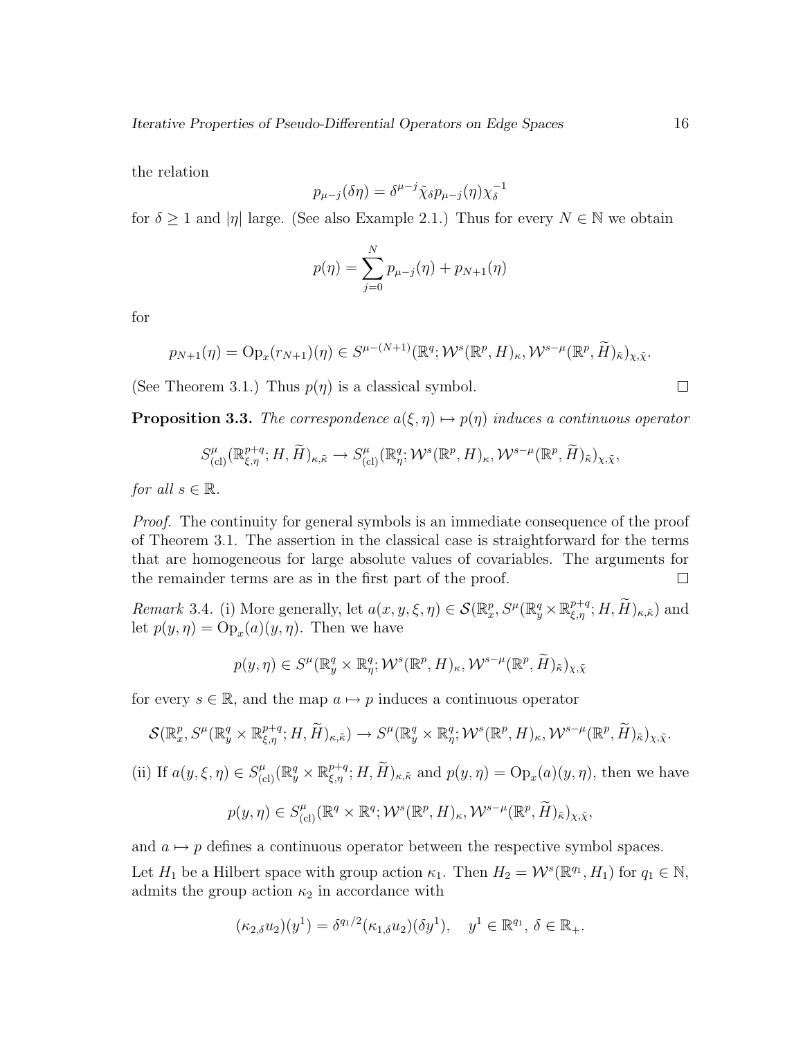the relation

$$p_{\mu-j}(\delta\eta) = \delta^{\mu-j}\tilde{\chi}_\delta p_{\mu-j}(\eta)\chi_\delta^{-1}$$

for $\delta \geq 1$ and $|\eta|$ large. (See also Example 2.1.) Thus for every $N \in \mathbb{N}$ we obtain

$$p(\eta) = \sum_{j=0}^{N} p_{\mu-j}(\eta) + p_{N+1}(\eta)$$

for

$$p_{N+1}(\eta) = \mathrm{Op}_x(r_{N+1})(\eta) \in S^{\mu-(N+1)}(\mathbb{R}^q; \mathcal{W}^s(\mathbb{R}^p, H)_\kappa, \mathcal{W}^{s-\mu}(\mathbb{R}^p, \widetilde{H})_{\tilde{\kappa}})_{\chi,\tilde{\chi}}.$$

(See Theorem 3.1.) Thus $p(\eta)$ is a classical symbol. $\square$

**Proposition 3.3.** *The correspondence $a(\xi, \eta) \mapsto p(\eta)$ induces a continuous operator*

$$S^\mu_{(\mathrm{cl})}(\mathbb{R}^{p+q}_{\xi,\eta}; H, \widetilde{H})_{\kappa,\tilde{\kappa}} \to S^\mu_{(\mathrm{cl})}(\mathbb{R}^q_\eta; \mathcal{W}^s(\mathbb{R}^p, H)_\kappa, \mathcal{W}^{s-\mu}(\mathbb{R}^p, \widetilde{H})_{\tilde{\kappa}})_{\chi,\tilde{\chi}},$$

*for all $s \in \mathbb{R}$.*

*Proof.* The continuity for general symbols is an immediate consequence of the proof of Theorem 3.1. The assertion in the classical case is straightforward for the terms that are homogeneous for large absolute values of covariables. The arguments for the remainder terms are as in the first part of the proof. $\square$

*Remark* 3.4. (i) More generally, let $a(x, y, \xi, \eta) \in \mathcal{S}(\mathbb{R}^p_x, S^\mu(\mathbb{R}^q_y \times \mathbb{R}^{p+q}_{\xi,\eta}; H, \widetilde{H})_{\kappa,\tilde{\kappa}})$ and let $p(y, \eta) = \mathrm{Op}_x(a)(y, \eta)$. Then we have

$$p(y, \eta) \in S^\mu(\mathbb{R}^q_y \times \mathbb{R}^q_\eta; \mathcal{W}^s(\mathbb{R}^p, H)_\kappa, \mathcal{W}^{s-\mu}(\mathbb{R}^p, \widetilde{H})_{\tilde{\kappa}})_{\chi,\tilde{\chi}}$$

for every $s \in \mathbb{R}$, and the map $a \mapsto p$ induces a continuous operator

$$\mathcal{S}(\mathbb{R}^p_x, S^\mu(\mathbb{R}^q_y \times \mathbb{R}^{p+q}_{\xi,\eta}; H, \widetilde{H})_{\kappa,\tilde{\kappa}}) \to S^\mu(\mathbb{R}^q_y \times \mathbb{R}^q_\eta; \mathcal{W}^s(\mathbb{R}^p, H)_\kappa, \mathcal{W}^{s-\mu}(\mathbb{R}^p, \widetilde{H})_{\tilde{\kappa}})_{\chi,\tilde{\chi}}.$$

(ii) If $a(y, \xi, \eta) \in S^\mu_{(\mathrm{cl})}(\mathbb{R}^q_y \times \mathbb{R}^{p+q}_{\xi,\eta}; H, \widetilde{H})_{\kappa,\tilde{\kappa}}$ and $p(y, \eta) = \mathrm{Op}_x(a)(y, \eta)$, then we have

$$p(y, \eta) \in S^\mu_{(\mathrm{cl})}(\mathbb{R}^q \times \mathbb{R}^q; \mathcal{W}^s(\mathbb{R}^p, H)_\kappa, \mathcal{W}^{s-\mu}(\mathbb{R}^p, \widetilde{H})_{\tilde{\kappa}})_{\chi,\tilde{\chi}},$$

and $a \mapsto p$ defines a continuous operator between the respective symbol spaces.

Let $H_1$ be a Hilbert space with group action $\kappa_1$. Then $H_2 = \mathcal{W}^s(\mathbb{R}^{q_1}, H_1)$ for $q_1 \in \mathbb{N}$, admits the group action $\kappa_2$ in accordance with

$$(\kappa_{2,\delta}u_2)(y^1) = \delta^{q_1/2}(\kappa_{1,\delta}u_2)(\delta y^1), \quad y^1 \in \mathbb{R}^{q_1},\ \delta \in \mathbb{R}_+.$$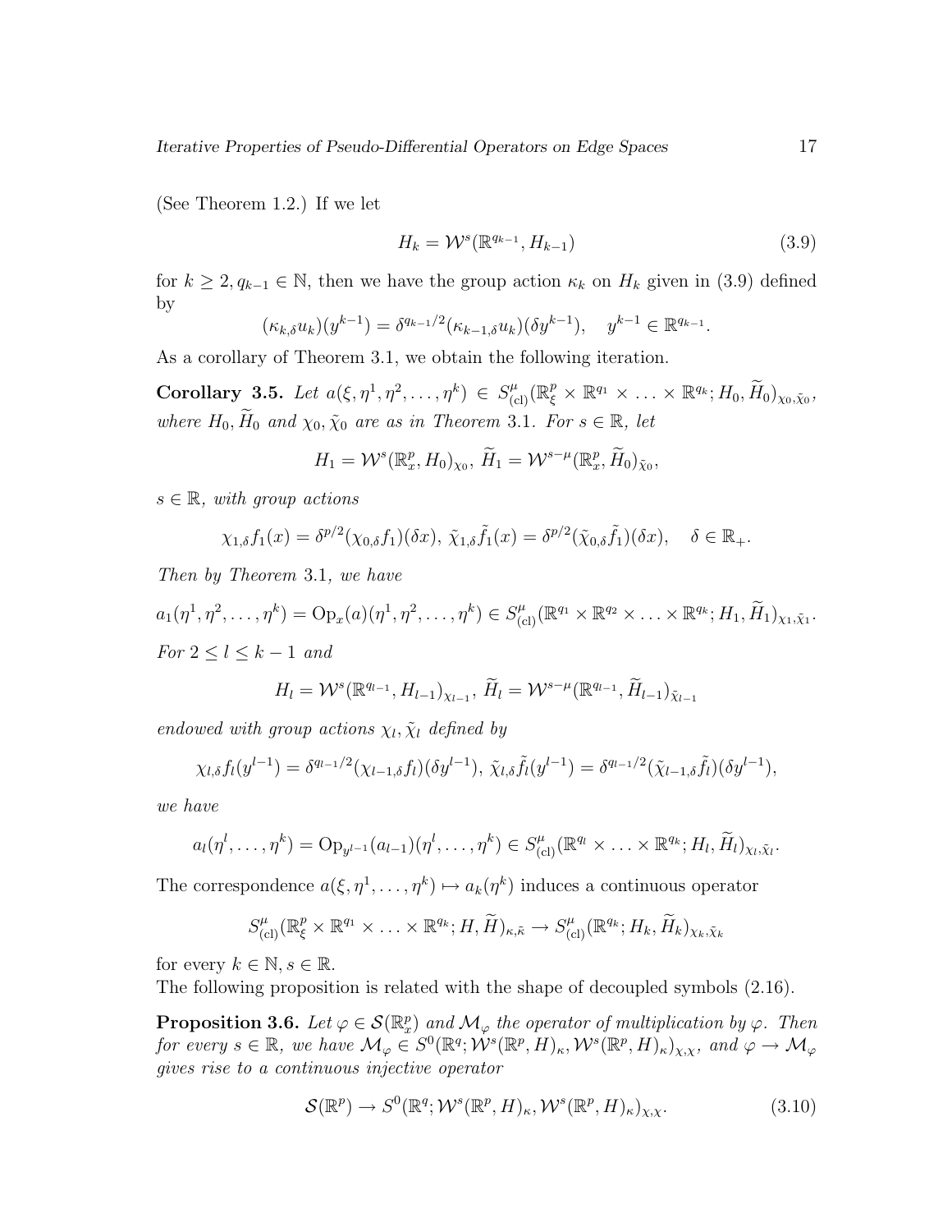(See Theorem 1.2.) If we let

$$H_k = \mathcal{W}^s(\mathbb{R}^{q_{k-1}}, H_{k-1}) \tag{3.9}$$

for $k \geq 2, q_{k-1} \in \mathbb{N}$, then we have the group action $\kappa_k$ on $H_k$ given in (3.9) defined by

$$(\kappa_{k,\delta} u_k)(y^{k-1}) = \delta^{q_{k-1}/2}(\kappa_{k-1,\delta} u_k)(\delta y^{k-1}), \quad y^{k-1} \in \mathbb{R}^{q_{k-1}}.$$

As a corollary of Theorem 3.1, we obtain the following iteration.

**Corollary 3.5.** *Let $a(\xi, \eta^1, \eta^2, \ldots, \eta^k) \in S^\mu_{(\mathrm{cl})}(\mathbb{R}^p_\xi \times \mathbb{R}^{q_1} \times \ldots \times \mathbb{R}^{q_k}; H_0, \widetilde{H}_0)_{\chi_0, \tilde{\chi}_0}$, where $H_0, \widetilde{H}_0$ and $\chi_0, \tilde{\chi}_0$ are as in Theorem* 3.1*. For $s \in \mathbb{R}$, let*

$$H_1 = \mathcal{W}^s(\mathbb{R}^p_x, H_0)_{\chi_0},\ \widetilde{H}_1 = \mathcal{W}^{s-\mu}(\mathbb{R}^p_x, \widetilde{H}_0)_{\tilde{\chi}_0},$$

*$s \in \mathbb{R}$, with group actions*

$$\chi_{1,\delta} f_1(x) = \delta^{p/2}(\chi_{0,\delta} f_1)(\delta x),\ \tilde{\chi}_{1,\delta} \tilde{f}_1(x) = \delta^{p/2}(\tilde{\chi}_{0,\delta} \tilde{f}_1)(\delta x), \quad \delta \in \mathbb{R}_+.$$

*Then by Theorem* 3.1*, we have*

$$a_1(\eta^1, \eta^2, \ldots, \eta^k) = \mathrm{Op}_x(a)(\eta^1, \eta^2, \ldots, \eta^k) \in S^\mu_{(\mathrm{cl})}(\mathbb{R}^{q_1} \times \mathbb{R}^{q_2} \times \ldots \times \mathbb{R}^{q_k}; H_1, \widetilde{H}_1)_{\chi_1, \tilde{\chi}_1}.$$

*For $2 \leq l \leq k-1$ and*

$$H_l = \mathcal{W}^s(\mathbb{R}^{q_{l-1}}, H_{l-1})_{\chi_{l-1}},\ \widetilde{H}_l = \mathcal{W}^{s-\mu}(\mathbb{R}^{q_{l-1}}, \widetilde{H}_{l-1})_{\tilde{\chi}_{l-1}}$$

*endowed with group actions $\chi_l, \tilde{\chi}_l$ defined by*

$$\chi_{l,\delta} f_l(y^{l-1}) = \delta^{q_{l-1}/2}(\chi_{l-1,\delta} f_l)(\delta y^{l-1}),\ \tilde{\chi}_{l,\delta} \tilde{f}_l(y^{l-1}) = \delta^{q_{l-1}/2}(\tilde{\chi}_{l-1,\delta} \tilde{f}_l)(\delta y^{l-1}),$$

*we have*

$$a_l(\eta^l, \ldots, \eta^k) = \mathrm{Op}_{y^{l-1}}(a_{l-1})(\eta^l, \ldots, \eta^k) \in S^\mu_{(\mathrm{cl})}(\mathbb{R}^{q_l} \times \ldots \times \mathbb{R}^{q_k}; H_l, \widetilde{H}_l)_{\chi_l, \tilde{\chi}_l}.$$

The correspondence $a(\xi, \eta^1, \ldots, \eta^k) \mapsto a_k(\eta^k)$ induces a continuous operator

$$S^\mu_{(\mathrm{cl})}(\mathbb{R}^p_\xi \times \mathbb{R}^{q_1} \times \ldots \times \mathbb{R}^{q_k}; H, \widetilde{H})_{\kappa, \tilde{\kappa}} \to S^\mu_{(\mathrm{cl})}(\mathbb{R}^{q_k}; H_k, \widetilde{H}_k)_{\chi_k, \tilde{\chi}_k}$$

for every $k \in \mathbb{N}, s \in \mathbb{R}$.

The following proposition is related with the shape of decoupled symbols (2.16).

**Proposition 3.6.** *Let $\varphi \in \mathcal{S}(\mathbb{R}^p_x)$ and $\mathcal{M}_\varphi$ the operator of multiplication by $\varphi$. Then for every $s \in \mathbb{R}$, we have $\mathcal{M}_\varphi \in S^0(\mathbb{R}^q; \mathcal{W}^s(\mathbb{R}^p, H)_\kappa, \mathcal{W}^s(\mathbb{R}^p, H)_\kappa)_{\chi,\chi}$, and $\varphi \to \mathcal{M}_\varphi$ gives rise to a continuous injective operator*

$$\mathcal{S}(\mathbb{R}^p) \to S^0(\mathbb{R}^q; \mathcal{W}^s(\mathbb{R}^p, H)_\kappa, \mathcal{W}^s(\mathbb{R}^p, H)_\kappa)_{\chi,\chi}. \tag{3.10}$$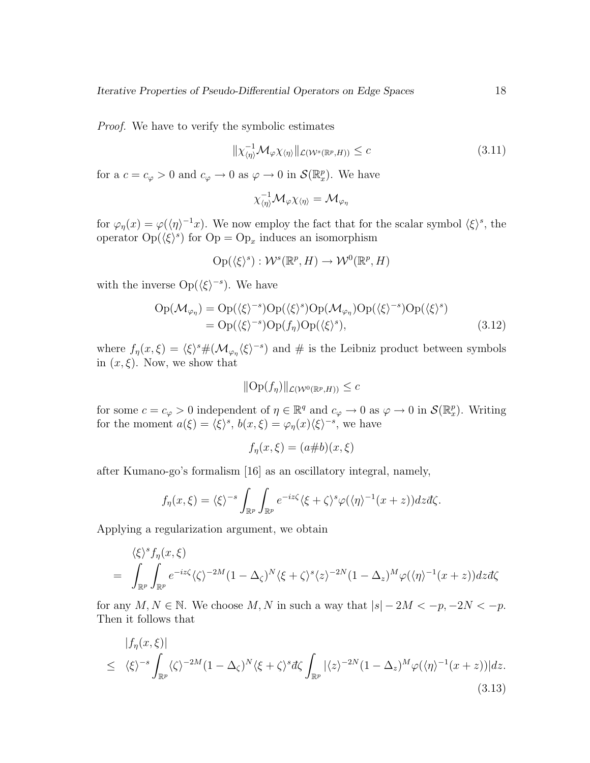*Proof.* We have to verify the symbolic estimates

$$\|\chi_{\langle\eta\rangle}^{-1}\mathcal{M}_\varphi\chi_{\langle\eta\rangle}\|_{\mathcal{L}(\mathcal{W}^s(\mathbb{R}^p,H))} \leq c \tag{3.11}$$

for a $c = c_\varphi > 0$ and $c_\varphi \to 0$ as $\varphi \to 0$ in $\mathcal{S}(\mathbb{R}^p_x)$. We have

$$\chi_{\langle\eta\rangle}^{-1}\mathcal{M}_\varphi\chi_{\langle\eta\rangle} = \mathcal{M}_{\varphi_\eta}$$

for $\varphi_\eta(x) = \varphi(\langle\eta\rangle^{-1}x)$. We now employ the fact that for the scalar symbol $\langle\xi\rangle^s$, the operator $\mathrm{Op}(\langle\xi\rangle^s)$ for $\mathrm{Op} = \mathrm{Op}_x$ induces an isomorphism

$$\mathrm{Op}(\langle\xi\rangle^s) : \mathcal{W}^s(\mathbb{R}^p, H) \to \mathcal{W}^0(\mathbb{R}^p, H)$$

with the inverse $\mathrm{Op}(\langle\xi\rangle^{-s})$. We have

$$\begin{aligned}
\mathrm{Op}(\mathcal{M}_{\varphi_\eta}) &= \mathrm{Op}(\langle\xi\rangle^{-s})\mathrm{Op}(\langle\xi\rangle^s)\mathrm{Op}(\mathcal{M}_{\varphi_\eta})\mathrm{Op}(\langle\xi\rangle^{-s})\mathrm{Op}(\langle\xi\rangle^s) \\
&= \mathrm{Op}(\langle\xi\rangle^{-s})\mathrm{Op}(f_\eta)\mathrm{Op}(\langle\xi\rangle^s),
\end{aligned} \tag{3.12}$$

where $f_\eta(x,\xi) = \langle\xi\rangle^s \# (\mathcal{M}_{\varphi_\eta}\langle\xi\rangle^{-s})$ and $\#$ is the Leibniz product between symbols in $(x,\xi)$. Now, we show that

$$\|\mathrm{Op}(f_\eta)\|_{\mathcal{L}(\mathcal{W}^0(\mathbb{R}^p,H))} \leq c$$

for some $c = c_\varphi > 0$ independent of $\eta \in \mathbb{R}^q$ and $c_\varphi \to 0$ as $\varphi \to 0$ in $\mathcal{S}(\mathbb{R}^p_x)$. Writing for the moment $a(\xi) = \langle\xi\rangle^s$, $b(x,\xi) = \varphi_\eta(x)\langle\xi\rangle^{-s}$, we have

$$f_\eta(x,\xi) = (a\#b)(x,\xi)$$

after Kumano-go's formalism [16] as an oscillatory integral, namely,

$$f_\eta(x,\xi) = \langle\xi\rangle^{-s}\int_{\mathbb{R}^p}\int_{\mathbb{R}^p} e^{-iz\zeta}\langle\xi+\zeta\rangle^s\varphi(\langle\eta\rangle^{-1}(x+z))dz đ\zeta.$$

Applying a regularization argument, we obtain

$$\begin{aligned}
&\langle\xi\rangle^s f_\eta(x,\xi) \\
= \ &\int_{\mathbb{R}^p}\int_{\mathbb{R}^p} e^{-iz\zeta}\langle\zeta\rangle^{-2M}(1-\Delta_\zeta)^N\langle\xi+\zeta\rangle^s\langle z\rangle^{-2N}(1-\Delta_z)^M\varphi(\langle\eta\rangle^{-1}(x+z))dz đ\zeta
\end{aligned}$$

for any $M, N \in \mathbb{N}$. We choose $M, N$ in such a way that $|s| - 2M < -p, -2N < -p$. Then it follows that

$$\begin{aligned}
&|f_\eta(x,\xi)| \\
\leq \ &\langle\xi\rangle^{-s}\int_{\mathbb{R}^p}\langle\zeta\rangle^{-2M}(1-\Delta_\zeta)^N\langle\xi+\zeta\rangle^s đ\zeta\int_{\mathbb{R}^p}|\langle z\rangle^{-2N}(1-\Delta_z)^M\varphi(\langle\eta\rangle^{-1}(x+z))|dz.
\end{aligned} \tag{3.13}$$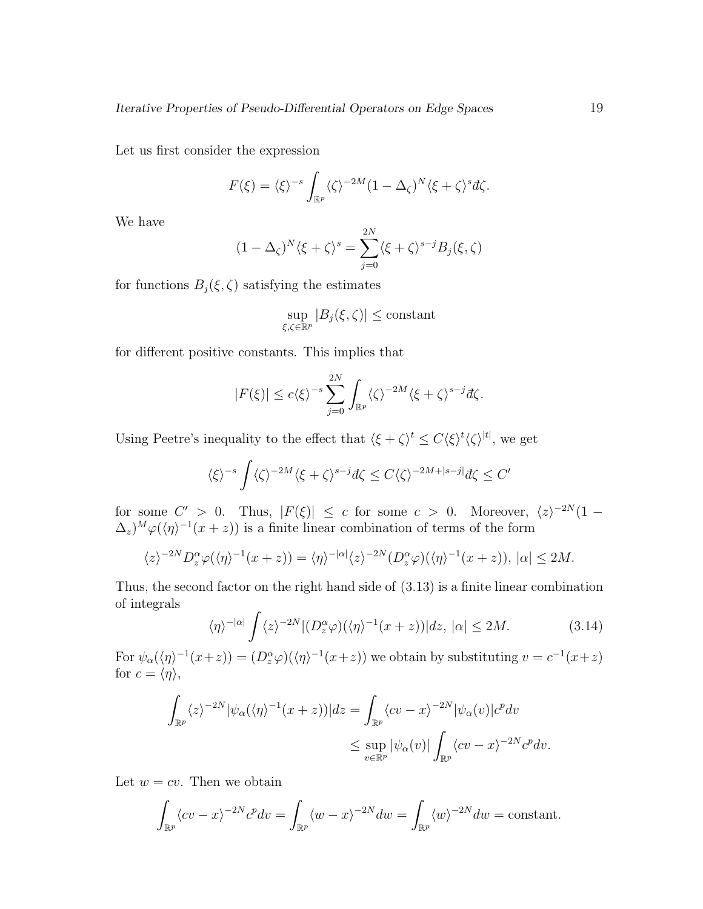Let us first consider the expression

$$F(\xi) = \langle\xi\rangle^{-s} \int_{\mathbb{R}^p} \langle\zeta\rangle^{-2M} (1-\Delta_\zeta)^N \langle\xi+\zeta\rangle^s đ\zeta.$$

We have

$$(1-\Delta_\zeta)^N \langle\xi+\zeta\rangle^s = \sum_{j=0}^{2N} \langle\xi+\zeta\rangle^{s-j} B_j(\xi,\zeta)$$

for functions $B_j(\xi,\zeta)$ satisfying the estimates

$$\sup_{\xi,\zeta\in\mathbb{R}^p} |B_j(\xi,\zeta)| \leq \text{constant}$$

for different positive constants. This implies that

$$|F(\xi)| \leq c\langle\xi\rangle^{-s} \sum_{j=0}^{2N} \int_{\mathbb{R}^p} \langle\zeta\rangle^{-2M} \langle\xi+\zeta\rangle^{s-j} đ\zeta.$$

Using Peetre's inequality to the effect that $\langle\xi+\zeta\rangle^t \leq C\langle\xi\rangle^t\langle\zeta\rangle^{|t|}$, we get

$$\langle\xi\rangle^{-s} \int \langle\zeta\rangle^{-2M} \langle\xi+\zeta\rangle^{s-j} đ\zeta \leq C\langle\zeta\rangle^{-2M+|s-j|} đ\zeta \leq C'$$

for some $C' > 0$. Thus, $|F(\xi)| \leq c$ for some $c > 0$. Moreover, $\langle z\rangle^{-2N}(1 - \Delta_z)^M \varphi(\langle\eta\rangle^{-1}(x+z))$ is a finite linear combination of terms of the form

$$\langle z\rangle^{-2N} D_z^\alpha \varphi(\langle\eta\rangle^{-1}(x+z)) = \langle\eta\rangle^{-|\alpha|} \langle z\rangle^{-2N} (D_z^\alpha\varphi)(\langle\eta\rangle^{-1}(x+z)),\ |\alpha| \leq 2M.$$

Thus, the second factor on the right hand side of (3.13) is a finite linear combination of integrals

$$\langle\eta\rangle^{-|\alpha|} \int \langle z\rangle^{-2N} |(D_z^\alpha\varphi)(\langle\eta\rangle^{-1}(x+z))| dz,\ |\alpha| \leq 2M. \tag{3.14}$$

For $\psi_\alpha(\langle\eta\rangle^{-1}(x+z)) = (D_z^\alpha\varphi)(\langle\eta\rangle^{-1}(x+z))$ we obtain by substituting $v = c^{-1}(x+z)$ for $c = \langle\eta\rangle$,

$$\begin{aligned}\int_{\mathbb{R}^p} \langle z\rangle^{-2N} |\psi_\alpha(\langle\eta\rangle^{-1}(x+z))| dz &= \int_{\mathbb{R}^p} \langle cv - x\rangle^{-2N} |\psi_\alpha(v)| c^p dv \\ &\leq \sup_{v\in\mathbb{R}^p} |\psi_\alpha(v)| \int_{\mathbb{R}^p} \langle cv - x\rangle^{-2N} c^p dv.\end{aligned}$$

Let $w = cv$. Then we obtain

$$\int_{\mathbb{R}^p} \langle cv - x\rangle^{-2N} c^p dv = \int_{\mathbb{R}^p} \langle w - x\rangle^{-2N} dw = \int_{\mathbb{R}^p} \langle w\rangle^{-2N} dw = \text{constant}.$$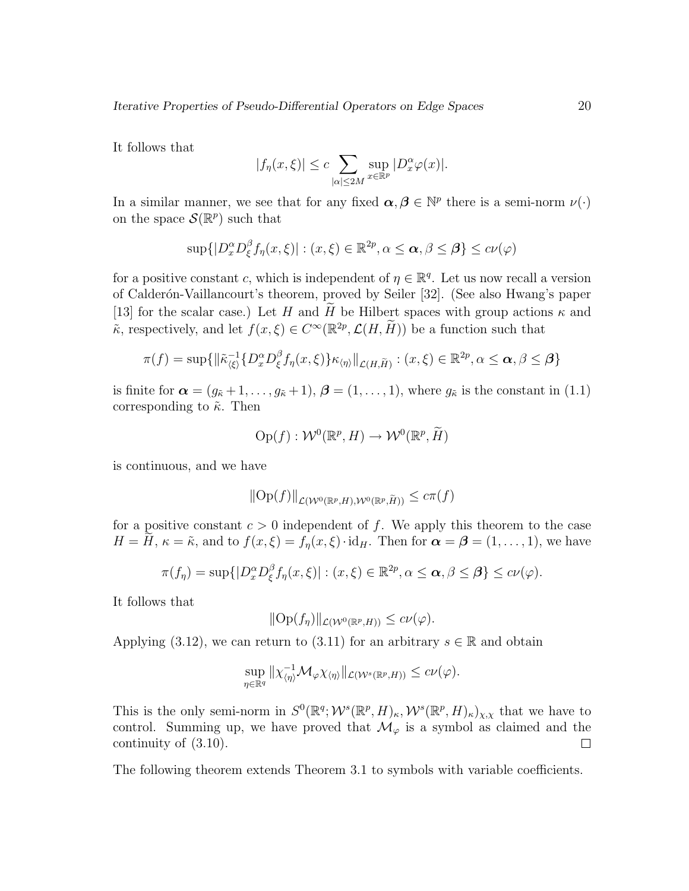It follows that

$$|f_\eta(x,\xi)| \le c \sum_{|\alpha|\le 2M} \sup_{x\in\mathbb{R}^p} |D_x^\alpha \varphi(x)|.$$

In a similar manner, we see that for any fixed $\boldsymbol{\alpha}, \boldsymbol{\beta} \in \mathbb{N}^p$ there is a semi-norm $\nu(\cdot)$ on the space $\mathcal{S}(\mathbb{R}^p)$ such that

$$\sup\{|D_x^\alpha D_\xi^\beta f_\eta(x,\xi)| : (x,\xi) \in \mathbb{R}^{2p}, \alpha \le \boldsymbol{\alpha}, \beta \le \boldsymbol{\beta}\} \le c\nu(\varphi)$$

for a positive constant $c$, which is independent of $\eta \in \mathbb{R}^q$. Let us now recall a version of Calderón-Vaillancourt's theorem, proved by Seiler [32]. (See also Hwang's paper [13] for the scalar case.) Let $H$ and $\widetilde{H}$ be Hilbert spaces with group actions $\kappa$ and $\tilde{\kappa}$, respectively, and let $f(x,\xi) \in C^\infty(\mathbb{R}^{2p}, \mathcal{L}(H,\widetilde{H}))$ be a function such that

$$\pi(f) = \sup\{\|\tilde{\kappa}_{\langle\xi\rangle}^{-1}\{D_x^\alpha D_\xi^\beta f_\eta(x,\xi)\}\kappa_{\langle\eta\rangle}\|_{\mathcal{L}(H,\widetilde{H})} : (x,\xi) \in \mathbb{R}^{2p}, \alpha \le \boldsymbol{\alpha}, \beta \le \boldsymbol{\beta}\}$$

is finite for $\boldsymbol{\alpha} = (g_{\tilde{\kappa}}+1, \ldots, g_{\tilde{\kappa}}+1)$, $\boldsymbol{\beta} = (1,\ldots,1)$, where $g_{\tilde{\kappa}}$ is the constant in (1.1) corresponding to $\tilde{\kappa}$. Then

$$\mathrm{Op}(f) : \mathcal{W}^0(\mathbb{R}^p, H) \to \mathcal{W}^0(\mathbb{R}^p, \widetilde{H})$$

is continuous, and we have

$$\|\mathrm{Op}(f)\|_{\mathcal{L}(\mathcal{W}^0(\mathbb{R}^p,H),\mathcal{W}^0(\mathbb{R}^p,\widetilde{H}))} \le c\pi(f)$$

for a positive constant $c > 0$ independent of $f$. We apply this theorem to the case $H = \widetilde{H}$, $\kappa = \tilde{\kappa}$, and to $f(x,\xi) = f_\eta(x,\xi)\cdot \mathrm{id}_H$. Then for $\boldsymbol{\alpha} = \boldsymbol{\beta} = (1,\ldots,1)$, we have

$$\pi(f_\eta) = \sup\{|D_x^\alpha D_\xi^\beta f_\eta(x,\xi)| : (x,\xi) \in \mathbb{R}^{2p}, \alpha \le \boldsymbol{\alpha}, \beta \le \boldsymbol{\beta}\} \le c\nu(\varphi).$$

It follows that

$$\|\mathrm{Op}(f_\eta)\|_{\mathcal{L}(\mathcal{W}^0(\mathbb{R}^p,H))} \le c\nu(\varphi).$$

Applying (3.12), we can return to (3.11) for an arbitrary $s \in \mathbb{R}$ and obtain

$$\sup_{\eta\in\mathbb{R}^q} \|\chi_{\langle\eta\rangle}^{-1}\mathcal{M}_\varphi \chi_{\langle\eta\rangle}\|_{\mathcal{L}(\mathcal{W}^s(\mathbb{R}^p,H))} \le c\nu(\varphi).$$

This is the only semi-norm in $S^0(\mathbb{R}^q; \mathcal{W}^s(\mathbb{R}^p,H)_\kappa, \mathcal{W}^s(\mathbb{R}^p,H)_\kappa)_{\chi,\chi}$ that we have to control. Summing up, we have proved that $\mathcal{M}_\varphi$ is a symbol as claimed and the continuity of (3.10). $\square$

The following theorem extends Theorem 3.1 to symbols with variable coefficients.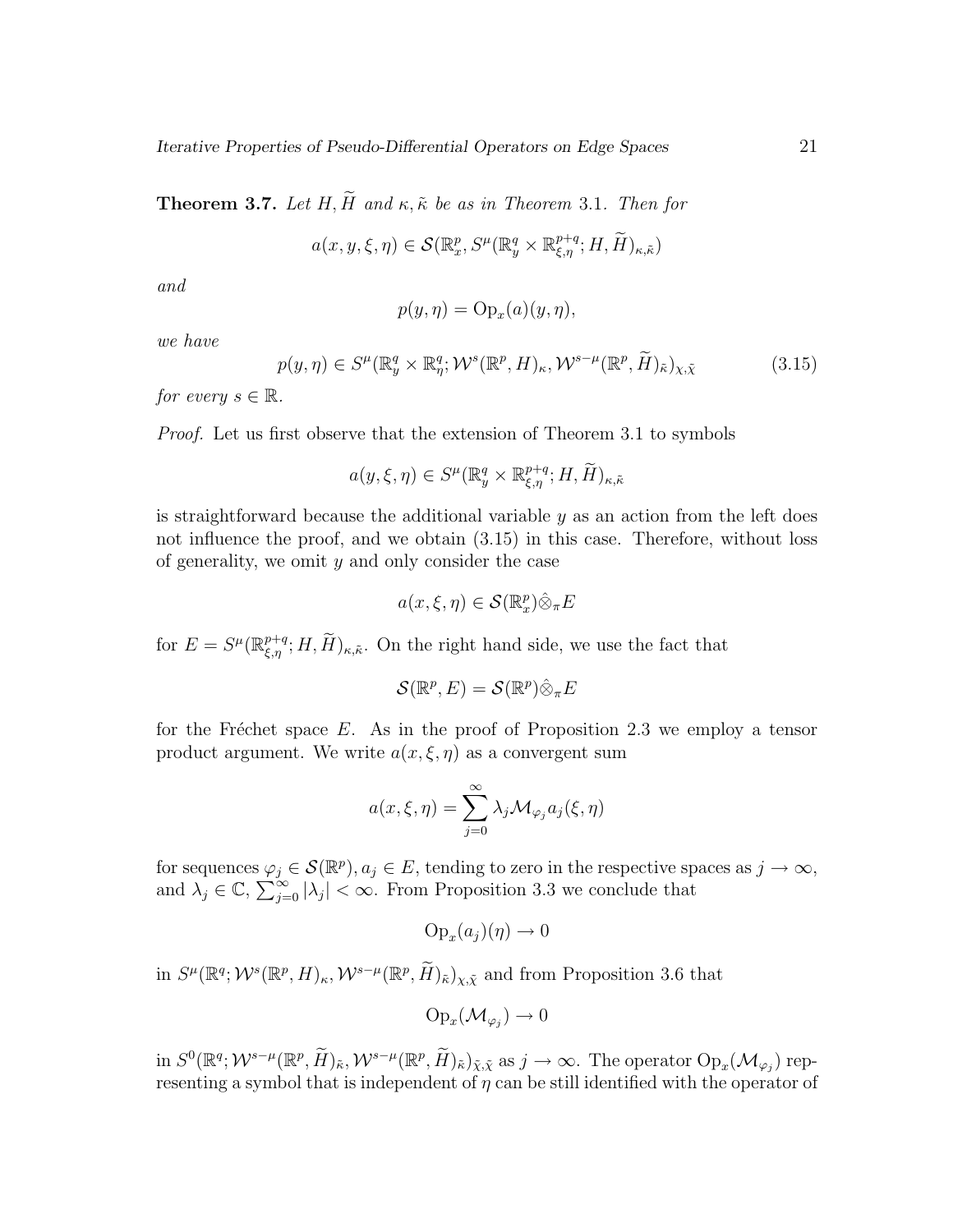**Theorem 3.7.** *Let $H, \widetilde{H}$ and $\kappa, \tilde{\kappa}$ be as in Theorem 3.1. Then for*

$$a(x, y, \xi, \eta) \in \mathcal{S}(\mathbb{R}^p_x, S^\mu(\mathbb{R}^q_y \times \mathbb{R}^{p+q}_{\xi,\eta}; H, \widetilde{H})_{\kappa,\tilde{\kappa}})$$

*and*

$$p(y, \eta) = \mathrm{Op}_x(a)(y, \eta),$$

*we have*

$$p(y, \eta) \in S^\mu(\mathbb{R}^q_y \times \mathbb{R}^q_\eta; \mathcal{W}^s(\mathbb{R}^p, H)_\kappa, \mathcal{W}^{s-\mu}(\mathbb{R}^p, \widetilde{H})_{\tilde{\kappa}})_{\chi,\tilde{\chi}} \tag{3.15}$$

*for every $s \in \mathbb{R}$.*

*Proof.* Let us first observe that the extension of Theorem 3.1 to symbols

$$a(y, \xi, \eta) \in S^\mu(\mathbb{R}^q_y \times \mathbb{R}^{p+q}_{\xi,\eta}; H, \widetilde{H})_{\kappa,\tilde{\kappa}}$$

is straightforward because the additional variable $y$ as an action from the left does not influence the proof, and we obtain (3.15) in this case. Therefore, without loss of generality, we omit $y$ and only consider the case

$$a(x, \xi, \eta) \in \mathcal{S}(\mathbb{R}^p_x) \hat{\otimes}_\pi E$$

for $E = S^\mu(\mathbb{R}^{p+q}_{\xi,\eta}; H, \widetilde{H})_{\kappa,\tilde{\kappa}}$. On the right hand side, we use the fact that

$$\mathcal{S}(\mathbb{R}^p, E) = \mathcal{S}(\mathbb{R}^p) \hat{\otimes}_\pi E$$

for the Fréchet space $E$. As in the proof of Proposition 2.3 we employ a tensor product argument. We write $a(x, \xi, \eta)$ as a convergent sum

$$a(x, \xi, \eta) = \sum_{j=0}^\infty \lambda_j \mathcal{M}_{\varphi_j} a_j(\xi, \eta)$$

for sequences $\varphi_j \in \mathcal{S}(\mathbb{R}^p)$, $a_j \in E$, tending to zero in the respective spaces as $j \to \infty$, and $\lambda_j \in \mathbb{C}$, $\sum_{j=0}^\infty |\lambda_j| < \infty$. From Proposition 3.3 we conclude that

$$\mathrm{Op}_x(a_j)(\eta) \to 0$$

in $S^\mu(\mathbb{R}^q; \mathcal{W}^s(\mathbb{R}^p, H)_\kappa, \mathcal{W}^{s-\mu}(\mathbb{R}^p, \widetilde{H})_{\tilde{\kappa}})_{\chi,\tilde{\chi}}$ and from Proposition 3.6 that

$$\mathrm{Op}_x(\mathcal{M}_{\varphi_j}) \to 0$$

in $S^0(\mathbb{R}^q; \mathcal{W}^{s-\mu}(\mathbb{R}^p, \widetilde{H})_{\tilde{\kappa}}, \mathcal{W}^{s-\mu}(\mathbb{R}^p, \widetilde{H})_{\tilde{\kappa}})_{\tilde{\chi},\tilde{\chi}}$ as $j \to \infty$. The operator $\mathrm{Op}_x(\mathcal{M}_{\varphi_j})$ representing a symbol that is independent of $\eta$ can be still identified with the operator of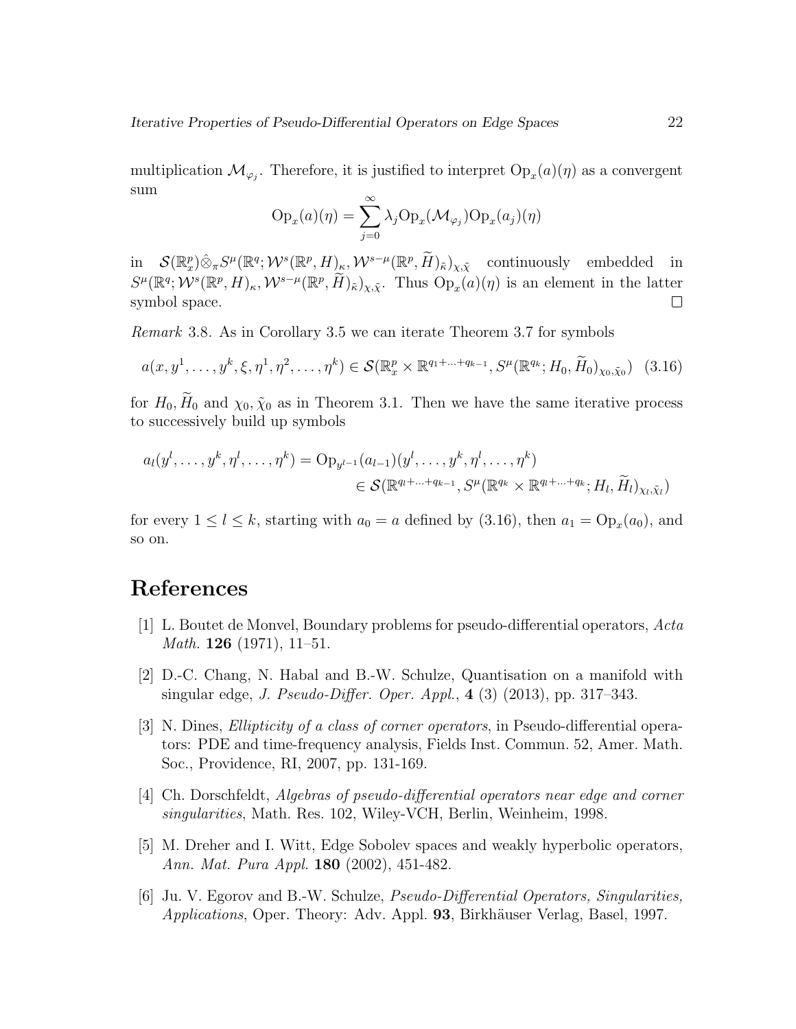multiplication $\mathcal{M}_{\varphi_j}$. Therefore, it is justified to interpret $\mathrm{Op}_x(a)(\eta)$ as a convergent sum

$$\mathrm{Op}_x(a)(\eta) = \sum_{j=0}^{\infty} \lambda_j \mathrm{Op}_x(\mathcal{M}_{\varphi_j}) \mathrm{Op}_x(a_j)(\eta)$$

in $\mathcal{S}(\mathbb{R}^p_x) \hat{\otimes}_\pi S^\mu(\mathbb{R}^q; \mathcal{W}^s(\mathbb{R}^p, H)_\kappa, \mathcal{W}^{s-\mu}(\mathbb{R}^p, \widetilde{H})_{\tilde{\kappa}})_{\chi,\tilde{\chi}}$ continuously embedded in $S^\mu(\mathbb{R}^q; \mathcal{W}^s(\mathbb{R}^p, H)_\kappa, \mathcal{W}^{s-\mu}(\mathbb{R}^p, \widetilde{H})_{\tilde{\kappa}})_{\chi,\tilde{\chi}}$. Thus $\mathrm{Op}_x(a)(\eta)$ is an element in the latter symbol space. $\square$

*Remark* 3.8. As in Corollary 3.5 we can iterate Theorem 3.7 for symbols

$$a(x, y^1, \ldots, y^k, \xi, \eta^1, \eta^2, \ldots, \eta^k) \in \mathcal{S}(\mathbb{R}^p_x \times \mathbb{R}^{q_1+\ldots+q_{k-1}}, S^\mu(\mathbb{R}^{q_k}; H_0, \widetilde{H}_0)_{\chi_0,\tilde{\chi}_0}) \quad (3.16)$$

for $H_0, \widetilde{H}_0$ and $\chi_0, \tilde{\chi}_0$ as in Theorem 3.1. Then we have the same iterative process to successively build up symbols

$$\begin{aligned} a_l(y^l, \ldots, y^k, \eta^l, \ldots, \eta^k) &= \mathrm{Op}_{y^{l-1}}(a_{l-1})(y^l, \ldots, y^k, \eta^l, \ldots, \eta^k) \\ &\in \mathcal{S}(\mathbb{R}^{q_l+\ldots+q_{k-1}}, S^\mu(\mathbb{R}^{q_k} \times \mathbb{R}^{q_l+\ldots+q_k}; H_l, \widetilde{H}_l)_{\chi_l,\tilde{\chi}_l}) \end{aligned}$$

for every $1 \leq l \leq k$, starting with $a_0 = a$ defined by (3.16), then $a_1 = \mathrm{Op}_x(a_0)$, and so on.

# References

[1] L. Boutet de Monvel, Boundary problems for pseudo-differential operators, *Acta Math.* **126** (1971), 11–51.

[2] D.-C. Chang, N. Habal and B.-W. Schulze, Quantisation on a manifold with singular edge, *J. Pseudo-Differ. Oper. Appl.*, **4** (3) (2013), pp. 317–343.

[3] N. Dines, *Ellipticity of a class of corner operators*, in Pseudo-differential operators: PDE and time-frequency analysis, Fields Inst. Commun. 52, Amer. Math. Soc., Providence, RI, 2007, pp. 131-169.

[4] Ch. Dorschfeldt, *Algebras of pseudo-differential operators near edge and corner singularities*, Math. Res. 102, Wiley-VCH, Berlin, Weinheim, 1998.

[5] M. Dreher and I. Witt, Edge Sobolev spaces and weakly hyperbolic operators, *Ann. Mat. Pura Appl.* **180** (2002), 451-482.

[6] Ju. V. Egorov and B.-W. Schulze, *Pseudo-Differential Operators, Singularities, Applications*, Oper. Theory: Adv. Appl. **93**, Birkhäuser Verlag, Basel, 1997.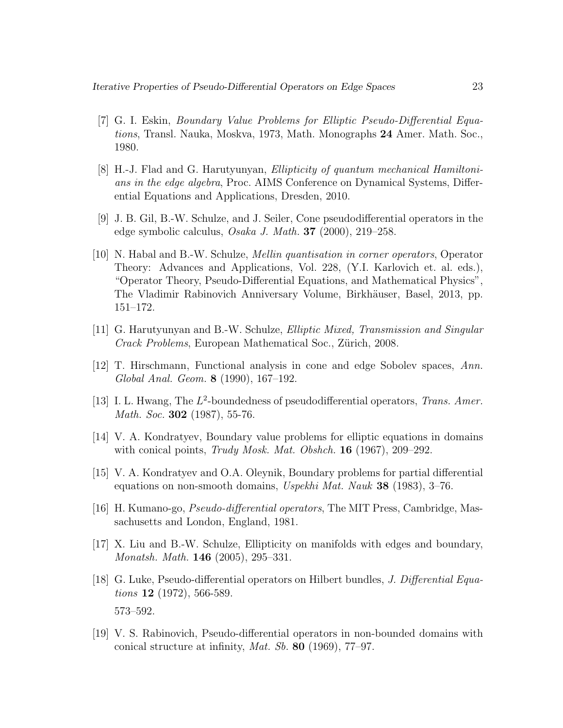[7] G. I. Eskin, *Boundary Value Problems for Elliptic Pseudo-Differential Equations*, Transl. Nauka, Moskva, 1973, Math. Monographs **24** Amer. Math. Soc., 1980.

[8] H.-J. Flad and G. Harutyunyan, *Ellipticity of quantum mechanical Hamiltonians in the edge algebra*, Proc. AIMS Conference on Dynamical Systems, Differential Equations and Applications, Dresden, 2010.

[9] J. B. Gil, B.-W. Schulze, and J. Seiler, Cone pseudodifferential operators in the edge symbolic calculus, *Osaka J. Math.* **37** (2000), 219–258.

[10] N. Habal and B.-W. Schulze, *Mellin quantisation in corner operators*, Operator Theory: Advances and Applications, Vol. 228, (Y.I. Karlovich et. al. eds.), "Operator Theory, Pseudo-Differential Equations, and Mathematical Physics", The Vladimir Rabinovich Anniversary Volume, Birkhäuser, Basel, 2013, pp. 151–172.

[11] G. Harutyunyan and B.-W. Schulze, *Elliptic Mixed, Transmission and Singular Crack Problems*, European Mathematical Soc., Zürich, 2008.

[12] T. Hirschmann, Functional analysis in cone and edge Sobolev spaces, *Ann. Global Anal. Geom.* **8** (1990), 167–192.

[13] I. L. Hwang, The $L^2$-boundedness of pseudodifferential operators, *Trans. Amer. Math. Soc.* **302** (1987), 55-76.

[14] V. A. Kondratyev, Boundary value problems for elliptic equations in domains with conical points, *Trudy Mosk. Mat. Obshch.* **16** (1967), 209–292.

[15] V. A. Kondratyev and O.A. Oleynik, Boundary problems for partial differential equations on non-smooth domains, *Uspekhi Mat. Nauk* **38** (1983), 3–76.

[16] H. Kumano-go, *Pseudo-differential operators*, The MIT Press, Cambridge, Massachusetts and London, England, 1981.

[17] X. Liu and B.-W. Schulze, Ellipticity on manifolds with edges and boundary, *Monatsh. Math.* **146** (2005), 295–331.

[18] G. Luke, Pseudo-differential operators on Hilbert bundles, *J. Differential Equations* **12** (1972), 566-589.

573–592.

[19] V. S. Rabinovich, Pseudo-differential operators in non-bounded domains with conical structure at infinity, *Mat. Sb.* **80** (1969), 77–97.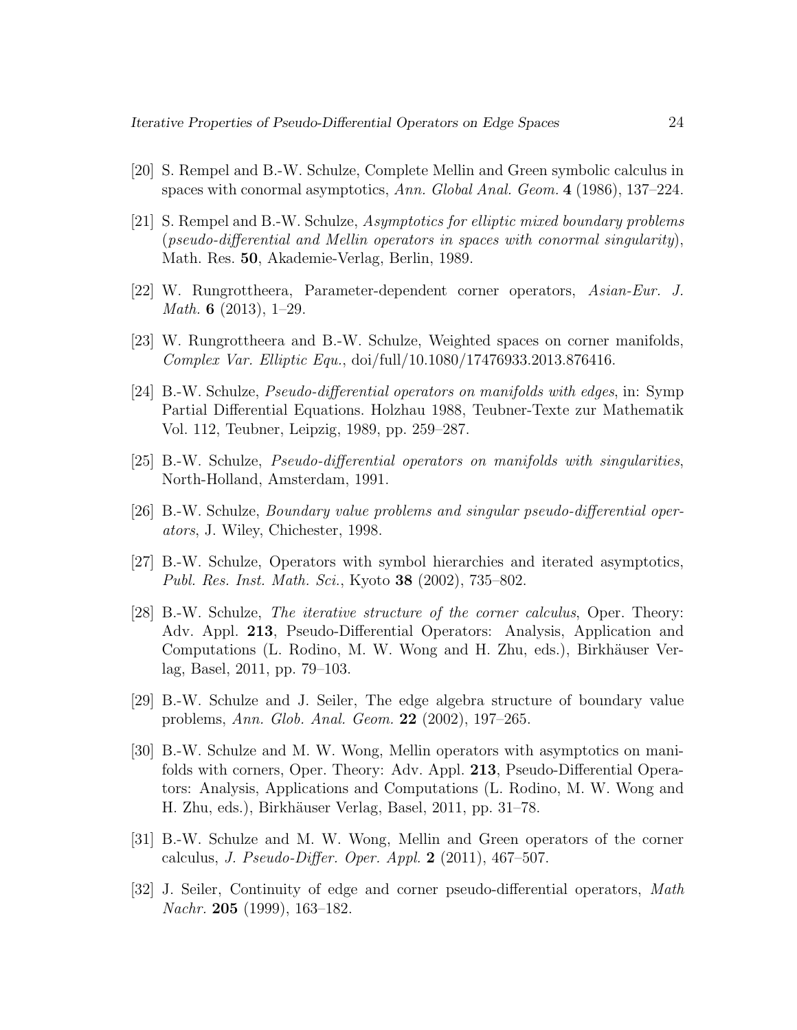[20] S. Rempel and B.-W. Schulze, Complete Mellin and Green symbolic calculus in spaces with conormal asymptotics, *Ann. Global Anal. Geom.* **4** (1986), 137–224.

[21] S. Rempel and B.-W. Schulze, *Asymptotics for elliptic mixed boundary problems* (*pseudo-differential and Mellin operators in spaces with conormal singularity*), Math. Res. **50**, Akademie-Verlag, Berlin, 1989.

[22] W. Rungrottheera, Parameter-dependent corner operators, *Asian-Eur. J. Math.* **6** (2013), 1–29.

[23] W. Rungrottheera and B.-W. Schulze, Weighted spaces on corner manifolds, *Complex Var. Elliptic Equ.*, doi/full/10.1080/17476933.2013.876416.

[24] B.-W. Schulze, *Pseudo-differential operators on manifolds with edges*, in: Symp Partial Differential Equations. Holzhau 1988, Teubner-Texte zur Mathematik Vol. 112, Teubner, Leipzig, 1989, pp. 259–287.

[25] B.-W. Schulze, *Pseudo-differential operators on manifolds with singularities*, North-Holland, Amsterdam, 1991.

[26] B.-W. Schulze, *Boundary value problems and singular pseudo-differential operators*, J. Wiley, Chichester, 1998.

[27] B.-W. Schulze, Operators with symbol hierarchies and iterated asymptotics, *Publ. Res. Inst. Math. Sci.*, Kyoto **38** (2002), 735–802.

[28] B.-W. Schulze, *The iterative structure of the corner calculus*, Oper. Theory: Adv. Appl. **213**, Pseudo-Differential Operators: Analysis, Application and Computations (L. Rodino, M. W. Wong and H. Zhu, eds.), Birkhäuser Verlag, Basel, 2011, pp. 79–103.

[29] B.-W. Schulze and J. Seiler, The edge algebra structure of boundary value problems, *Ann. Glob. Anal. Geom.* **22** (2002), 197–265.

[30] B.-W. Schulze and M. W. Wong, Mellin operators with asymptotics on manifolds with corners, Oper. Theory: Adv. Appl. **213**, Pseudo-Differential Operators: Analysis, Applications and Computations (L. Rodino, M. W. Wong and H. Zhu, eds.), Birkhäuser Verlag, Basel, 2011, pp. 31–78.

[31] B.-W. Schulze and M. W. Wong, Mellin and Green operators of the corner calculus, *J. Pseudo-Differ. Oper. Appl.* **2** (2011), 467–507.

[32] J. Seiler, Continuity of edge and corner pseudo-differential operators, *Math Nachr.* **205** (1999), 163–182.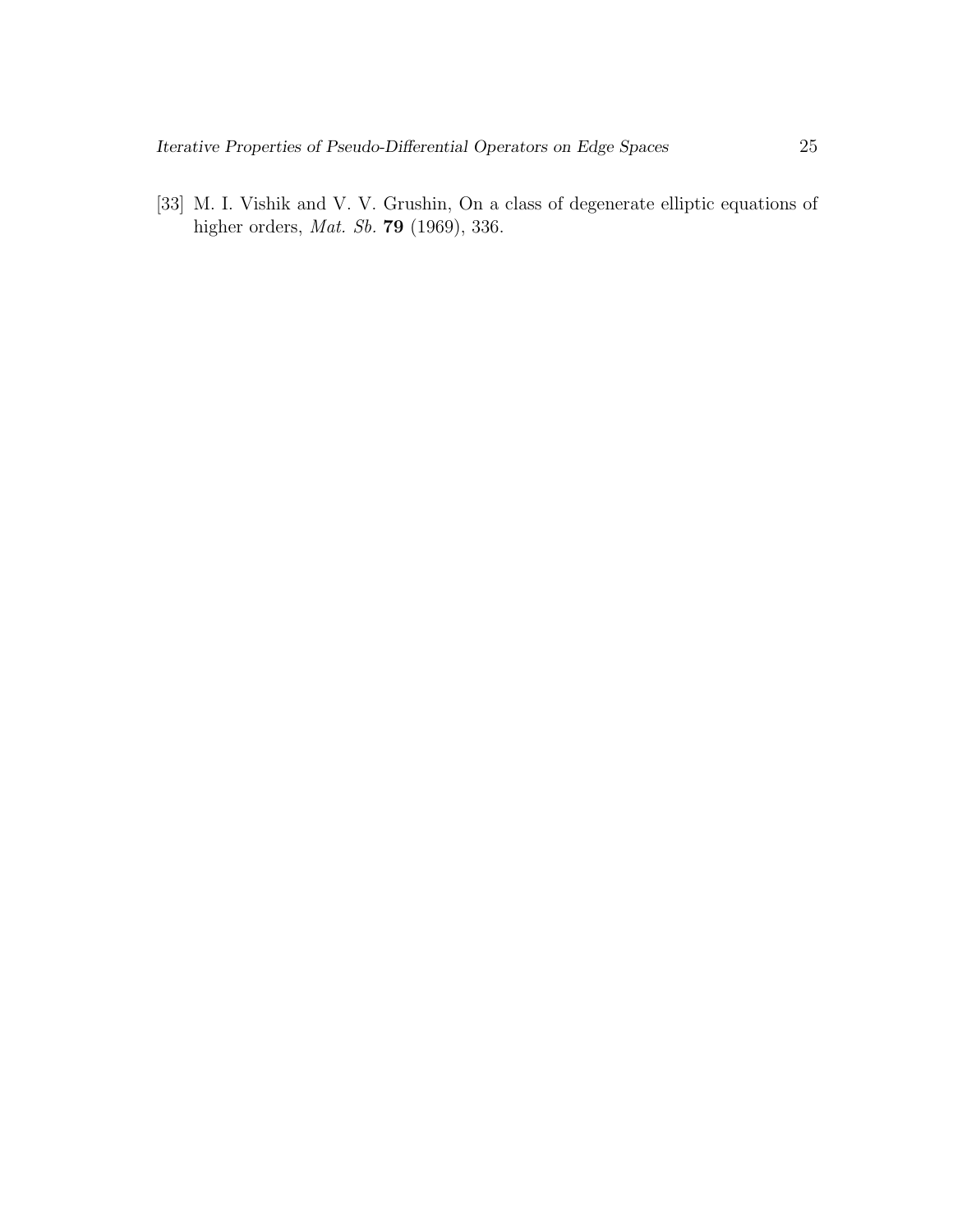[33] M. I. Vishik and V. V. Grushin, On a class of degenerate elliptic equations of higher orders, *Mat. Sb.* **79** (1969), 336.